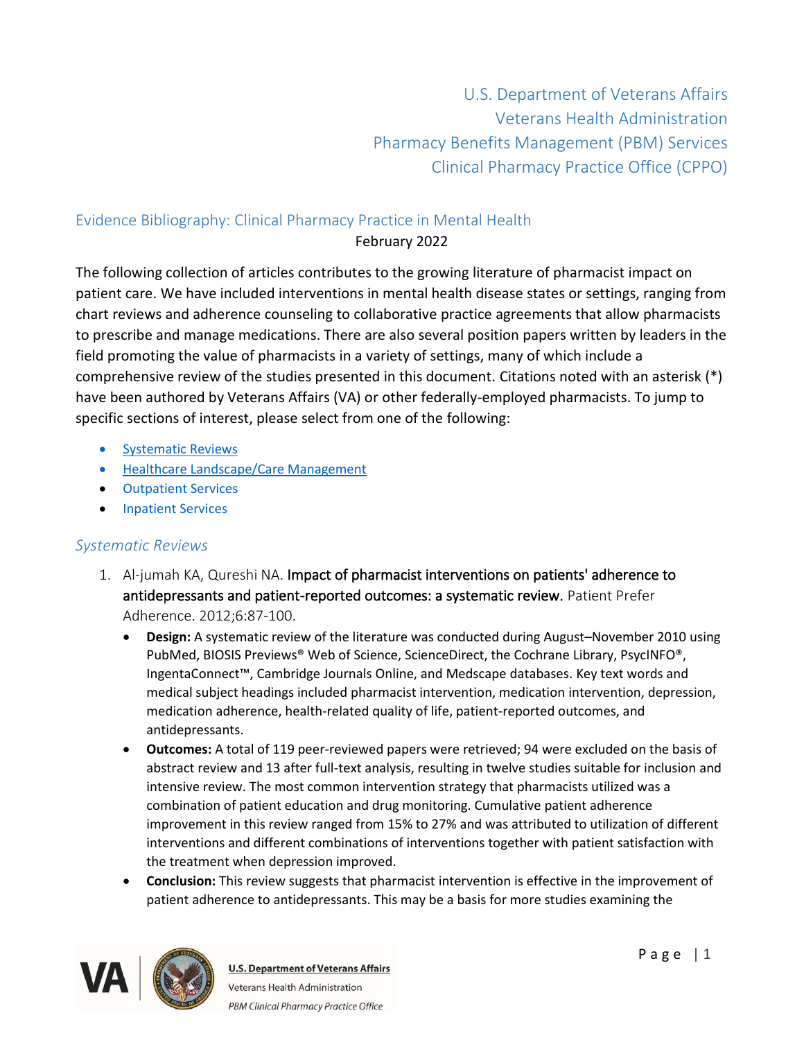U.S. Department of Veterans Affairs
Veterans Health Administration
Pharmacy Benefits Management (PBM) Services
Clinical Pharmacy Practice Office (CPPO)

## Evidence Bibliography: Clinical Pharmacy Practice in Mental Health

February 2022

The following collection of articles contributes to the growing literature of pharmacist impact on patient care. We have included interventions in mental health disease states or settings, ranging from chart reviews and adherence counseling to collaborative practice agreements that allow pharmacists to prescribe and manage medications. There are also several position papers written by leaders in the field promoting the value of pharmacists in a variety of settings, many of which include a comprehensive review of the studies presented in this document. Citations noted with an asterisk (*) have been authored by Veterans Affairs (VA) or other federally-employed pharmacists. To jump to specific sections of interest, please select from one of the following:

- Systematic Reviews
- Healthcare Landscape/Care Management
- Outpatient Services
- Inpatient Services

### *Systematic Reviews*

1. Al-jumah KA, Qureshi NA. **Impact of pharmacist interventions on patients' adherence to antidepressants and patient-reported outcomes: a systematic review.** Patient Prefer Adherence. 2012;6:87-100.
   - **Design:** A systematic review of the literature was conducted during August–November 2010 using PubMed, BIOSIS Previews® Web of Science, ScienceDirect, the Cochrane Library, PsycINFO®, IngentaConnect™, Cambridge Journals Online, and Medscape databases. Key text words and medical subject headings included pharmacist intervention, medication intervention, depression, medication adherence, health-related quality of life, patient-reported outcomes, and antidepressants.
   - **Outcomes:** A total of 119 peer-reviewed papers were retrieved; 94 were excluded on the basis of abstract review and 13 after full-text analysis, resulting in twelve studies suitable for inclusion and intensive review. The most common intervention strategy that pharmacists utilized was a combination of patient education and drug monitoring. Cumulative patient adherence improvement in this review ranged from 15% to 27% and was attributed to utilization of different interventions and different combinations of interventions together with patient satisfaction with the treatment when depression improved.
   - **Conclusion:** This review suggests that pharmacist intervention is effective in the improvement of patient adherence to antidepressants. This may be a basis for more studies examining the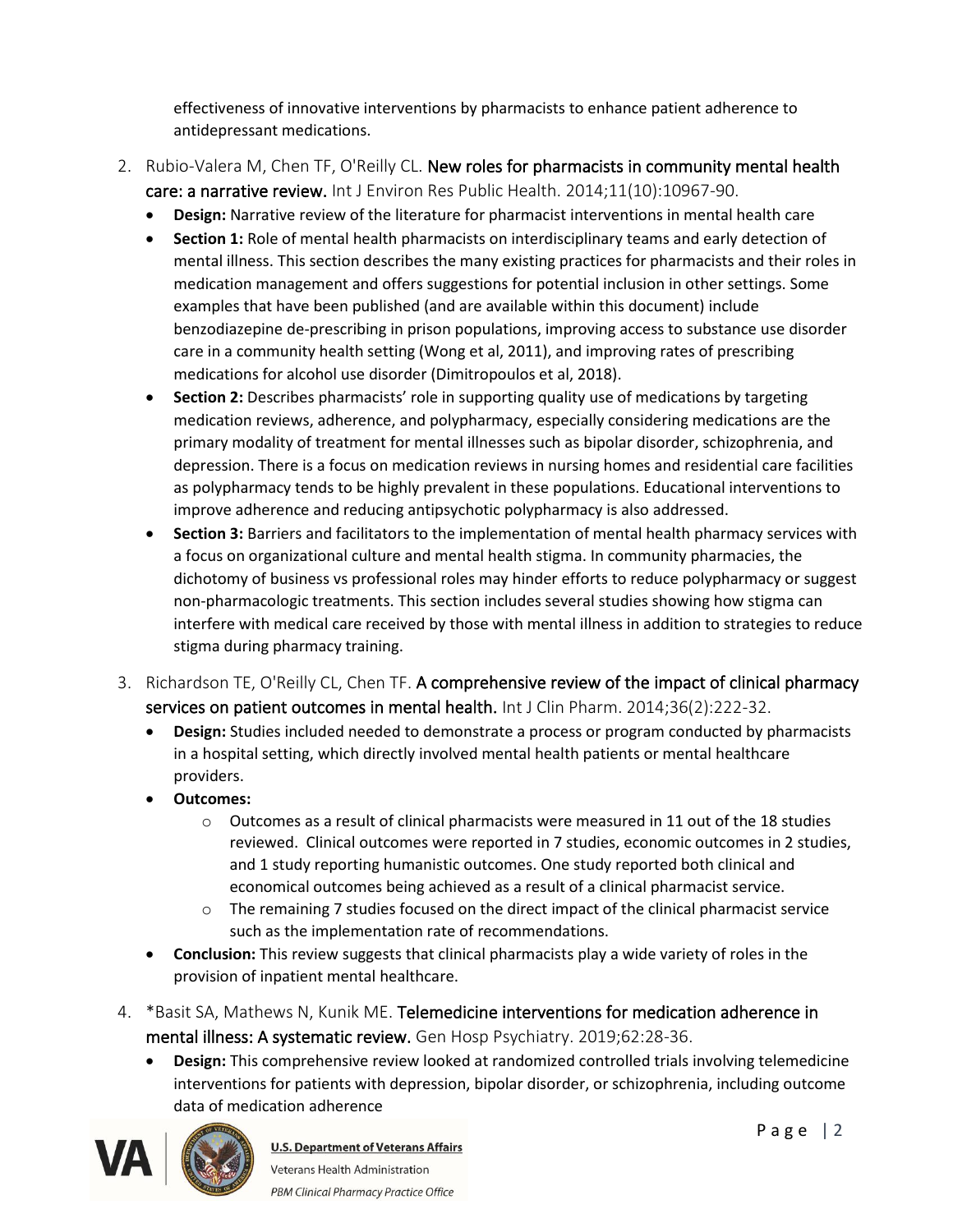effectiveness of innovative interventions by pharmacists to enhance patient adherence to antidepressant medications.

2. Rubio-Valera M, Chen TF, O'Reilly CL. **New roles for pharmacists in community mental health care: a narrative review.** Int J Environ Res Public Health. 2014;11(10):10967-90.
   - **Design:** Narrative review of the literature for pharmacist interventions in mental health care
   - **Section 1:** Role of mental health pharmacists on interdisciplinary teams and early detection of mental illness. This section describes the many existing practices for pharmacists and their roles in medication management and offers suggestions for potential inclusion in other settings. Some examples that have been published (and are available within this document) include benzodiazepine de-prescribing in prison populations, improving access to substance use disorder care in a community health setting (Wong et al, 2011), and improving rates of prescribing medications for alcohol use disorder (Dimitropoulos et al, 2018).
   - **Section 2:** Describes pharmacists' role in supporting quality use of medications by targeting medication reviews, adherence, and polypharmacy, especially considering medications are the primary modality of treatment for mental illnesses such as bipolar disorder, schizophrenia, and depression. There is a focus on medication reviews in nursing homes and residential care facilities as polypharmacy tends to be highly prevalent in these populations. Educational interventions to improve adherence and reducing antipsychotic polypharmacy is also addressed.
   - **Section 3:** Barriers and facilitators to the implementation of mental health pharmacy services with a focus on organizational culture and mental health stigma. In community pharmacies, the dichotomy of business vs professional roles may hinder efforts to reduce polypharmacy or suggest non-pharmacologic treatments. This section includes several studies showing how stigma can interfere with medical care received by those with mental illness in addition to strategies to reduce stigma during pharmacy training.

3. Richardson TE, O'Reilly CL, Chen TF. **A comprehensive review of the impact of clinical pharmacy services on patient outcomes in mental health.** Int J Clin Pharm. 2014;36(2):222-32.
   - **Design:** Studies included needed to demonstrate a process or program conducted by pharmacists in a hospital setting, which directly involved mental health patients or mental healthcare providers.
   - **Outcomes:**
     - Outcomes as a result of clinical pharmacists were measured in 11 out of the 18 studies reviewed. Clinical outcomes were reported in 7 studies, economic outcomes in 2 studies, and 1 study reporting humanistic outcomes. One study reported both clinical and economical outcomes being achieved as a result of a clinical pharmacist service.
     - The remaining 7 studies focused on the direct impact of the clinical pharmacist service such as the implementation rate of recommendations.
   - **Conclusion:** This review suggests that clinical pharmacists play a wide variety of roles in the provision of inpatient mental healthcare.

4. *Basit SA, Mathews N, Kunik ME. **Telemedicine interventions for medication adherence in mental illness: A systematic review.** Gen Hosp Psychiatry. 2019;62:28-36.
   - **Design:** This comprehensive review looked at randomized controlled trials involving telemedicine interventions for patients with depression, bipolar disorder, or schizophrenia, including outcome data of medication adherence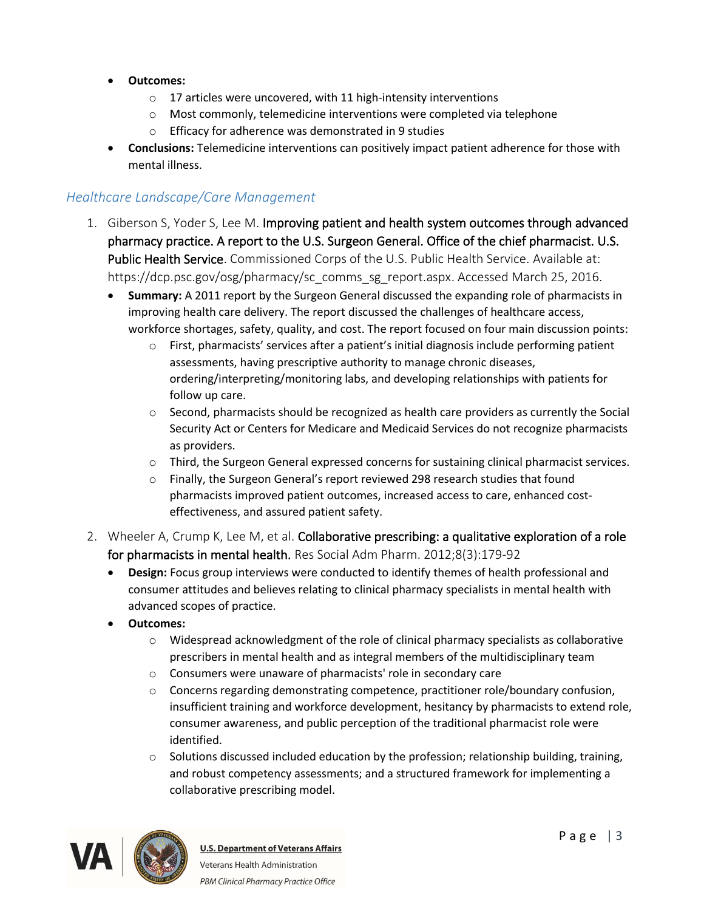- **Outcomes:**
    - 17 articles were uncovered, with 11 high-intensity interventions
    - Most commonly, telemedicine interventions were completed via telephone
    - Efficacy for adherence was demonstrated in 9 studies
- **Conclusions:** Telemedicine interventions can positively impact patient adherence for those with mental illness.

### *Healthcare Landscape/Care Management*

1. Giberson S, Yoder S, Lee M. Improving patient and health system outcomes through advanced pharmacy practice. A report to the U.S. Surgeon General. Office of the chief pharmacist. U.S. Public Health Service. Commissioned Corps of the U.S. Public Health Service. Available at: https://dcp.psc.gov/osg/pharmacy/sc_comms_sg_report.aspx. Accessed March 25, 2016.
    - **Summary:** A 2011 report by the Surgeon General discussed the expanding role of pharmacists in improving health care delivery. The report discussed the challenges of healthcare access, workforce shortages, safety, quality, and cost. The report focused on four main discussion points:
        - First, pharmacists' services after a patient's initial diagnosis include performing patient assessments, having prescriptive authority to manage chronic diseases, ordering/interpreting/monitoring labs, and developing relationships with patients for follow up care.
        - Second, pharmacists should be recognized as health care providers as currently the Social Security Act or Centers for Medicare and Medicaid Services do not recognize pharmacists as providers.
        - Third, the Surgeon General expressed concerns for sustaining clinical pharmacist services.
        - Finally, the Surgeon General's report reviewed 298 research studies that found pharmacists improved patient outcomes, increased access to care, enhanced cost-effectiveness, and assured patient safety.
2. Wheeler A, Crump K, Lee M, et al. Collaborative prescribing: a qualitative exploration of a role for pharmacists in mental health. Res Social Adm Pharm. 2012;8(3):179-92
    - **Design:** Focus group interviews were conducted to identify themes of health professional and consumer attitudes and believes relating to clinical pharmacy specialists in mental health with advanced scopes of practice.
    - **Outcomes:**
        - Widespread acknowledgment of the role of clinical pharmacy specialists as collaborative prescribers in mental health and as integral members of the multidisciplinary team
        - Consumers were unaware of pharmacists' role in secondary care
        - Concerns regarding demonstrating competence, practitioner role/boundary confusion, insufficient training and workforce development, hesitancy by pharmacists to extend role, consumer awareness, and public perception of the traditional pharmacist role were identified.
        - Solutions discussed included education by the profession; relationship building, training, and robust competency assessments; and a structured framework for implementing a collaborative prescribing model.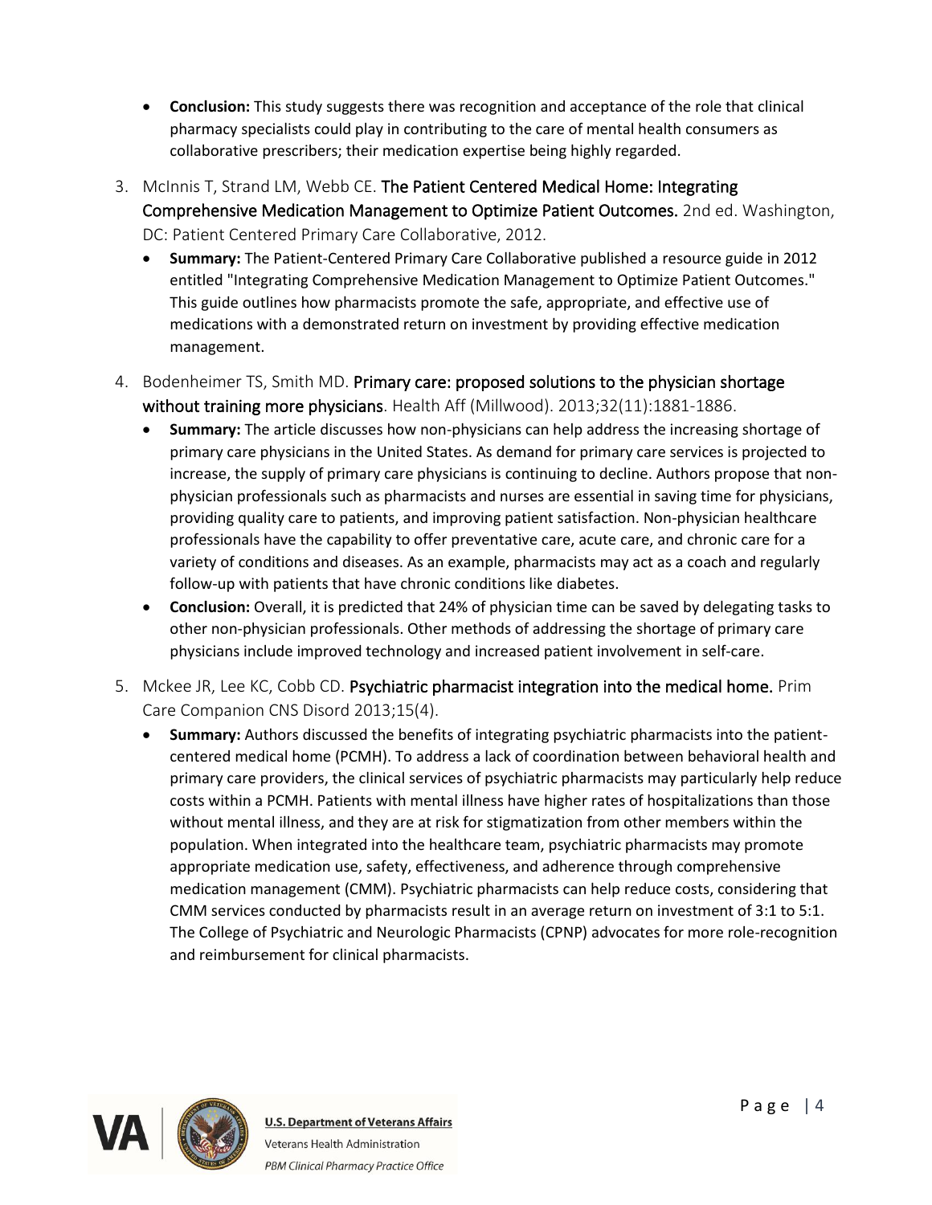- **Conclusion:** This study suggests there was recognition and acceptance of the role that clinical pharmacy specialists could play in contributing to the care of mental health consumers as collaborative prescribers; their medication expertise being highly regarded.

3. McInnis T, Strand LM, Webb CE. The Patient Centered Medical Home: Integrating Comprehensive Medication Management to Optimize Patient Outcomes. 2nd ed. Washington, DC: Patient Centered Primary Care Collaborative, 2012.
   - **Summary:** The Patient-Centered Primary Care Collaborative published a resource guide in 2012 entitled "Integrating Comprehensive Medication Management to Optimize Patient Outcomes." This guide outlines how pharmacists promote the safe, appropriate, and effective use of medications with a demonstrated return on investment by providing effective medication management.

4. Bodenheimer TS, Smith MD. Primary care: proposed solutions to the physician shortage without training more physicians. Health Aff (Millwood). 2013;32(11):1881-1886.
   - **Summary:** The article discusses how non-physicians can help address the increasing shortage of primary care physicians in the United States. As demand for primary care services is projected to increase, the supply of primary care physicians is continuing to decline. Authors propose that non-physician professionals such as pharmacists and nurses are essential in saving time for physicians, providing quality care to patients, and improving patient satisfaction. Non-physician healthcare professionals have the capability to offer preventative care, acute care, and chronic care for a variety of conditions and diseases. As an example, pharmacists may act as a coach and regularly follow-up with patients that have chronic conditions like diabetes.
   - **Conclusion:** Overall, it is predicted that 24% of physician time can be saved by delegating tasks to other non-physician professionals. Other methods of addressing the shortage of primary care physicians include improved technology and increased patient involvement in self-care.

5. Mckee JR, Lee KC, Cobb CD. Psychiatric pharmacist integration into the medical home. Prim Care Companion CNS Disord 2013;15(4).
   - **Summary:** Authors discussed the benefits of integrating psychiatric pharmacists into the patient-centered medical home (PCMH). To address a lack of coordination between behavioral health and primary care providers, the clinical services of psychiatric pharmacists may particularly help reduce costs within a PCMH. Patients with mental illness have higher rates of hospitalizations than those without mental illness, and they are at risk for stigmatization from other members within the population. When integrated into the healthcare team, psychiatric pharmacists may promote appropriate medication use, safety, effectiveness, and adherence through comprehensive medication management (CMM). Psychiatric pharmacists can help reduce costs, considering that CMM services conducted by pharmacists result in an average return on investment of 3:1 to 5:1. The College of Psychiatric and Neurologic Pharmacists (CPNP) advocates for more role-recognition and reimbursement for clinical pharmacists.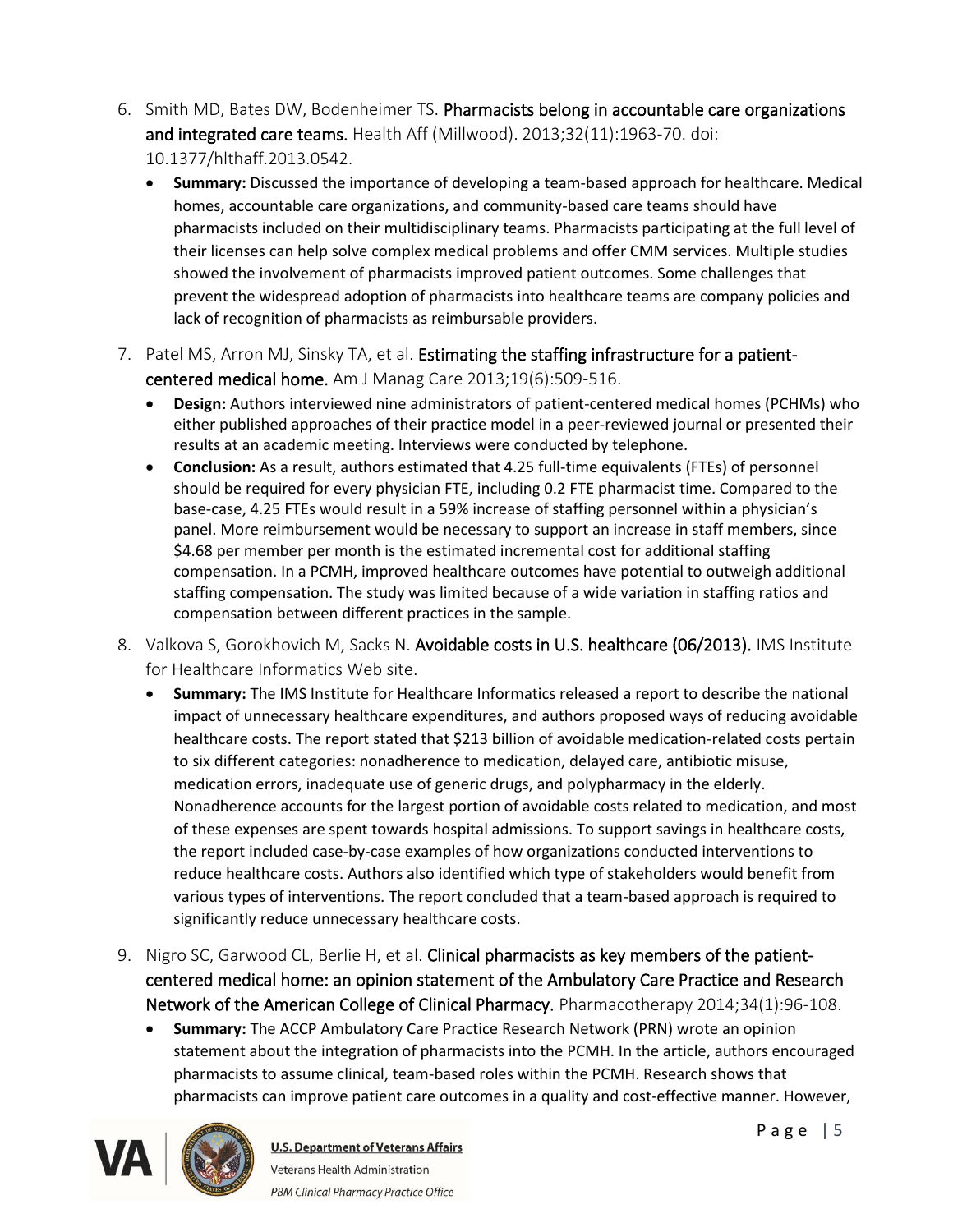6. Smith MD, Bates DW, Bodenheimer TS. **Pharmacists belong in accountable care organizations and integrated care teams.** Health Aff (Millwood). 2013;32(11):1963-70. doi: 10.1377/hlthaff.2013.0542.
   - **Summary:** Discussed the importance of developing a team-based approach for healthcare. Medical homes, accountable care organizations, and community-based care teams should have pharmacists included on their multidisciplinary teams. Pharmacists participating at the full level of their licenses can help solve complex medical problems and offer CMM services. Multiple studies showed the involvement of pharmacists improved patient outcomes. Some challenges that prevent the widespread adoption of pharmacists into healthcare teams are company policies and lack of recognition of pharmacists as reimbursable providers.

7. Patel MS, Arron MJ, Sinsky TA, et al. **Estimating the staffing infrastructure for a patient-centered medical home.** Am J Manag Care 2013;19(6):509-516.
   - **Design:** Authors interviewed nine administrators of patient-centered medical homes (PCHMs) who either published approaches of their practice model in a peer-reviewed journal or presented their results at an academic meeting. Interviews were conducted by telephone.
   - **Conclusion:** As a result, authors estimated that 4.25 full-time equivalents (FTEs) of personnel should be required for every physician FTE, including 0.2 FTE pharmacist time. Compared to the base-case, 4.25 FTEs would result in a 59% increase of staffing personnel within a physician's panel. More reimbursement would be necessary to support an increase in staff members, since $4.68 per member per month is the estimated incremental cost for additional staffing compensation. In a PCMH, improved healthcare outcomes have potential to outweigh additional staffing compensation. The study was limited because of a wide variation in staffing ratios and compensation between different practices in the sample.

8. Valkova S, Gorokhovich M, Sacks N. **Avoidable costs in U.S. healthcare (06/2013).** IMS Institute for Healthcare Informatics Web site.
   - **Summary:** The IMS Institute for Healthcare Informatics released a report to describe the national impact of unnecessary healthcare expenditures, and authors proposed ways of reducing avoidable healthcare costs. The report stated that $213 billion of avoidable medication-related costs pertain to six different categories: nonadherence to medication, delayed care, antibiotic misuse, medication errors, inadequate use of generic drugs, and polypharmacy in the elderly. Nonadherence accounts for the largest portion of avoidable costs related to medication, and most of these expenses are spent towards hospital admissions. To support savings in healthcare costs, the report included case-by-case examples of how organizations conducted interventions to reduce healthcare costs. Authors also identified which type of stakeholders would benefit from various types of interventions. The report concluded that a team-based approach is required to significantly reduce unnecessary healthcare costs.

9. Nigro SC, Garwood CL, Berlie H, et al. **Clinical pharmacists as key members of the patient-centered medical home: an opinion statement of the Ambulatory Care Practice and Research Network of the American College of Clinical Pharmacy.** Pharmacotherapy 2014;34(1):96-108.
   - **Summary:** The ACCP Ambulatory Care Practice Research Network (PRN) wrote an opinion statement about the integration of pharmacists into the PCMH. In the article, authors encouraged pharmacists to assume clinical, team-based roles within the PCMH. Research shows that pharmacists can improve patient care outcomes in a quality and cost-effective manner. However,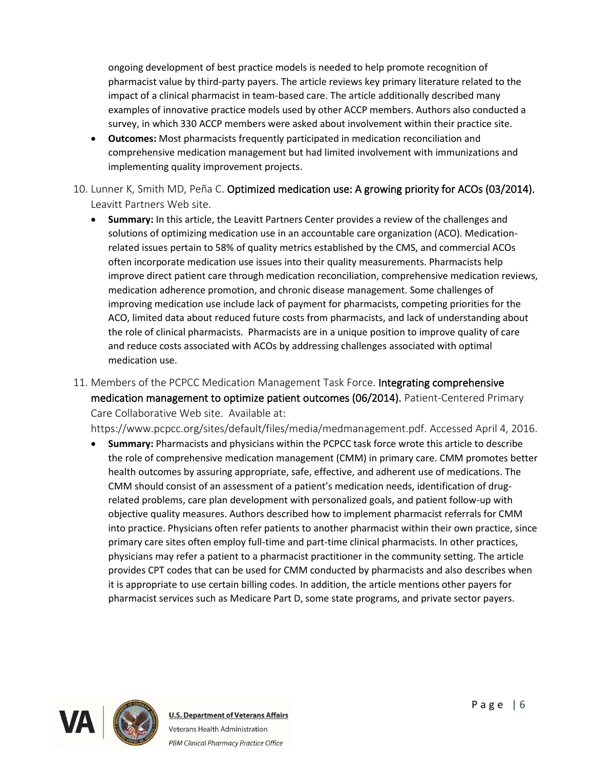ongoing development of best practice models is needed to help promote recognition of pharmacist value by third-party payers. The article reviews key primary literature related to the impact of a clinical pharmacist in team-based care. The article additionally described many examples of innovative practice models used by other ACCP members. Authors also conducted a survey, in which 330 ACCP members were asked about involvement within their practice site.

- **Outcomes:** Most pharmacists frequently participated in medication reconciliation and comprehensive medication management but had limited involvement with immunizations and implementing quality improvement projects.

10. Lunner K, Smith MD, Peña C. **Optimized medication use: A growing priority for ACOs (03/2014).** Leavitt Partners Web site.
    - **Summary:** In this article, the Leavitt Partners Center provides a review of the challenges and solutions of optimizing medication use in an accountable care organization (ACO). Medication-related issues pertain to 58% of quality metrics established by the CMS, and commercial ACOs often incorporate medication use issues into their quality measurements. Pharmacists help improve direct patient care through medication reconciliation, comprehensive medication reviews, medication adherence promotion, and chronic disease management. Some challenges of improving medication use include lack of payment for pharmacists, competing priorities for the ACO, limited data about reduced future costs from pharmacists, and lack of understanding about the role of clinical pharmacists. Pharmacists are in a unique position to improve quality of care and reduce costs associated with ACOs by addressing challenges associated with optimal medication use.

11. Members of the PCPCC Medication Management Task Force. **Integrating comprehensive medication management to optimize patient outcomes (06/2014).** Patient-Centered Primary Care Collaborative Web site. Available at: https://www.pcpcc.org/sites/default/files/media/medmanagement.pdf. Accessed April 4, 2016.
    - **Summary:** Pharmacists and physicians within the PCPCC task force wrote this article to describe the role of comprehensive medication management (CMM) in primary care. CMM promotes better health outcomes by assuring appropriate, safe, effective, and adherent use of medications. The CMM should consist of an assessment of a patient's medication needs, identification of drug-related problems, care plan development with personalized goals, and patient follow-up with objective quality measures. Authors described how to implement pharmacist referrals for CMM into practice. Physicians often refer patients to another pharmacist within their own practice, since primary care sites often employ full-time and part-time clinical pharmacists. In other practices, physicians may refer a patient to a pharmacist practitioner in the community setting. The article provides CPT codes that can be used for CMM conducted by pharmacists and also describes when it is appropriate to use certain billing codes. In addition, the article mentions other payers for pharmacist services such as Medicare Part D, some state programs, and private sector payers.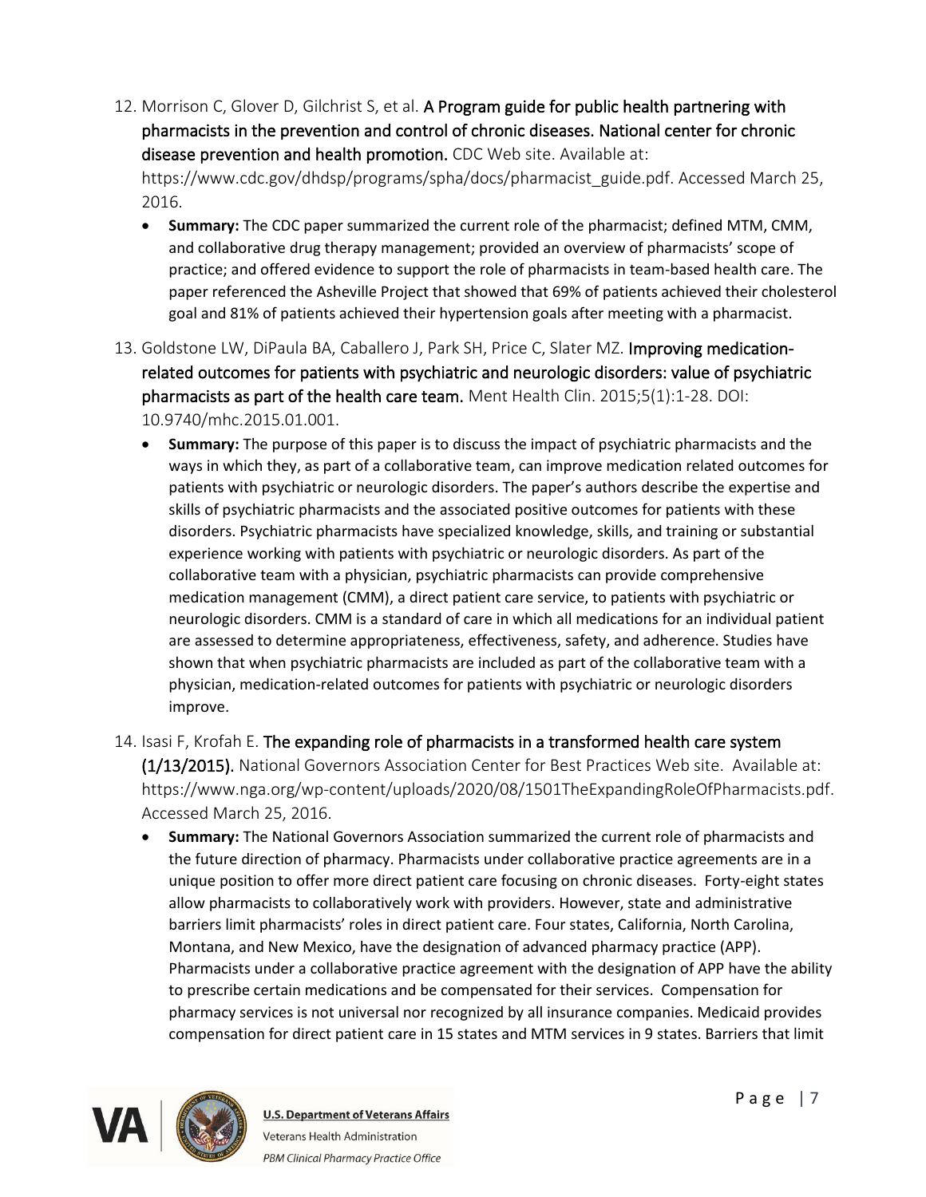12. Morrison C, Glover D, Gilchrist S, et al. **A Program guide for public health partnering with pharmacists in the prevention and control of chronic diseases. National center for chronic disease prevention and health promotion.** CDC Web site. Available at: https://www.cdc.gov/dhdsp/programs/spha/docs/pharmacist_guide.pdf. Accessed March 25, 2016.
    - **Summary:** The CDC paper summarized the current role of the pharmacist; defined MTM, CMM, and collaborative drug therapy management; provided an overview of pharmacists' scope of practice; and offered evidence to support the role of pharmacists in team-based health care. The paper referenced the Asheville Project that showed that 69% of patients achieved their cholesterol goal and 81% of patients achieved their hypertension goals after meeting with a pharmacist.

13. Goldstone LW, DiPaula BA, Caballero J, Park SH, Price C, Slater MZ. **Improving medication-related outcomes for patients with psychiatric and neurologic disorders: value of psychiatric pharmacists as part of the health care team.** Ment Health Clin. 2015;5(1):1-28. DOI: 10.9740/mhc.2015.01.001.
    - **Summary:** The purpose of this paper is to discuss the impact of psychiatric pharmacists and the ways in which they, as part of a collaborative team, can improve medication related outcomes for patients with psychiatric or neurologic disorders. The paper's authors describe the expertise and skills of psychiatric pharmacists and the associated positive outcomes for patients with these disorders. Psychiatric pharmacists have specialized knowledge, skills, and training or substantial experience working with patients with psychiatric or neurologic disorders. As part of the collaborative team with a physician, psychiatric pharmacists can provide comprehensive medication management (CMM), a direct patient care service, to patients with psychiatric or neurologic disorders. CMM is a standard of care in which all medications for an individual patient are assessed to determine appropriateness, effectiveness, safety, and adherence. Studies have shown that when psychiatric pharmacists are included as part of the collaborative team with a physician, medication-related outcomes for patients with psychiatric or neurologic disorders improve.

14. Isasi F, Krofah E. **The expanding role of pharmacists in a transformed health care system (1/13/2015).** National Governors Association Center for Best Practices Web site. Available at: https://www.nga.org/wp-content/uploads/2020/08/1501TheExpandingRoleOfPharmacists.pdf. Accessed March 25, 2016.
    - **Summary:** The National Governors Association summarized the current role of pharmacists and the future direction of pharmacy. Pharmacists under collaborative practice agreements are in a unique position to offer more direct patient care focusing on chronic diseases. Forty-eight states allow pharmacists to collaboratively work with providers. However, state and administrative barriers limit pharmacists' roles in direct patient care. Four states, California, North Carolina, Montana, and New Mexico, have the designation of advanced pharmacy practice (APP). Pharmacists under a collaborative practice agreement with the designation of APP have the ability to prescribe certain medications and be compensated for their services. Compensation for pharmacy services is not universal nor recognized by all insurance companies. Medicaid provides compensation for direct patient care in 15 states and MTM services in 9 states. Barriers that limit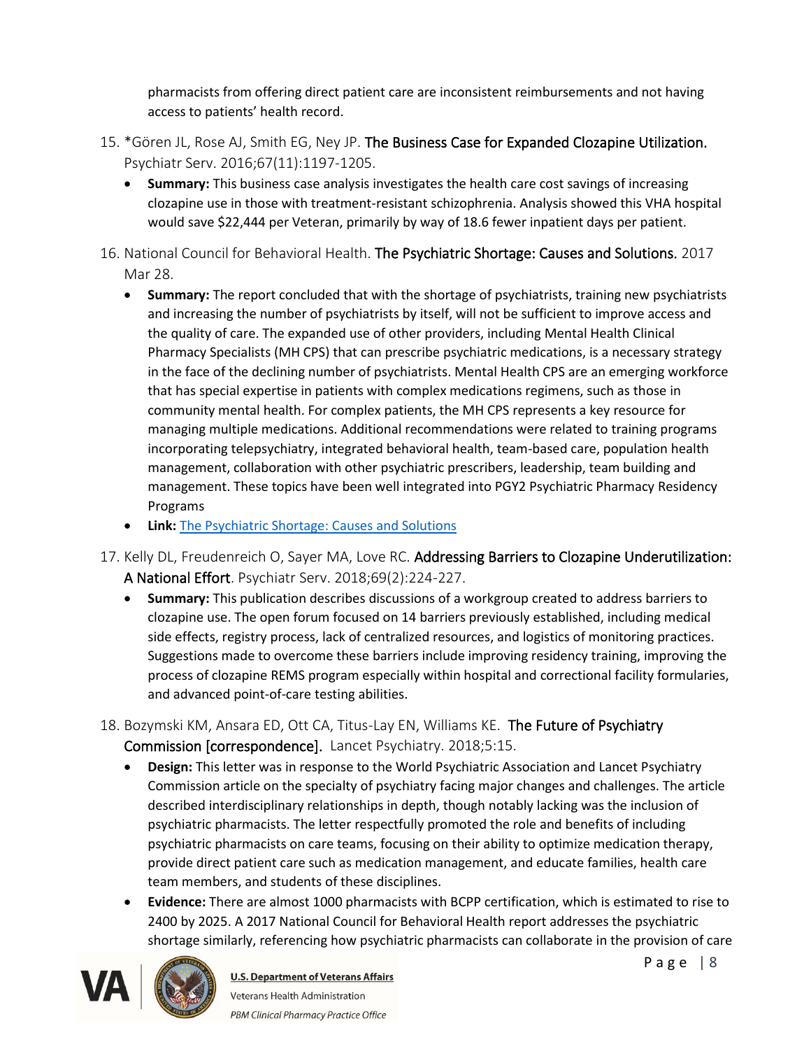pharmacists from offering direct patient care are inconsistent reimbursements and not having access to patients' health record.

15. *Gören JL, Rose AJ, Smith EG, Ney JP. The Business Case for Expanded Clozapine Utilization. Psychiatr Serv. 2016;67(11):1197-1205.
    - **Summary:** This business case analysis investigates the health care cost savings of increasing clozapine use in those with treatment-resistant schizophrenia. Analysis showed this VHA hospital would save $22,444 per Veteran, primarily by way of 18.6 fewer inpatient days per patient.

16. National Council for Behavioral Health. The Psychiatric Shortage: Causes and Solutions. 2017 Mar 28.
    - **Summary:** The report concluded that with the shortage of psychiatrists, training new psychiatrists and increasing the number of psychiatrists by itself, will not be sufficient to improve access and the quality of care. The expanded use of other providers, including Mental Health Clinical Pharmacy Specialists (MH CPS) that can prescribe psychiatric medications, is a necessary strategy in the face of the declining number of psychiatrists. Mental Health CPS are an emerging workforce that has special expertise in patients with complex medications regimens, such as those in community mental health. For complex patients, the MH CPS represents a key resource for managing multiple medications. Additional recommendations were related to training programs incorporating telepsychiatry, integrated behavioral health, team-based care, population health management, collaboration with other psychiatric prescribers, leadership, team building and management. These topics have been well integrated into PGY2 Psychiatric Pharmacy Residency Programs
    - **Link:** The Psychiatric Shortage: Causes and Solutions

17. Kelly DL, Freudenreich O, Sayer MA, Love RC. Addressing Barriers to Clozapine Underutilization: A National Effort. Psychiatr Serv. 2018;69(2):224-227.
    - **Summary:** This publication describes discussions of a workgroup created to address barriers to clozapine use. The open forum focused on 14 barriers previously established, including medical side effects, registry process, lack of centralized resources, and logistics of monitoring practices. Suggestions made to overcome these barriers include improving residency training, improving the process of clozapine REMS program especially within hospital and correctional facility formularies, and advanced point-of-care testing abilities.

18. Bozymski KM, Ansara ED, Ott CA, Titus-Lay EN, Williams KE. The Future of Psychiatry Commission [correspondence]. Lancet Psychiatry. 2018;5:15.
    - **Design:** This letter was in response to the World Psychiatric Association and Lancet Psychiatry Commission article on the specialty of psychiatry facing major changes and challenges. The article described interdisciplinary relationships in depth, though notably lacking was the inclusion of psychiatric pharmacists. The letter respectfully promoted the role and benefits of including psychiatric pharmacists on care teams, focusing on their ability to optimize medication therapy, provide direct patient care such as medication management, and educate families, health care team members, and students of these disciplines.
    - **Evidence:** There are almost 1000 pharmacists with BCPP certification, which is estimated to rise to 2400 by 2025. A 2017 National Council for Behavioral Health report addresses the psychiatric shortage similarly, referencing how psychiatric pharmacists can collaborate in the provision of care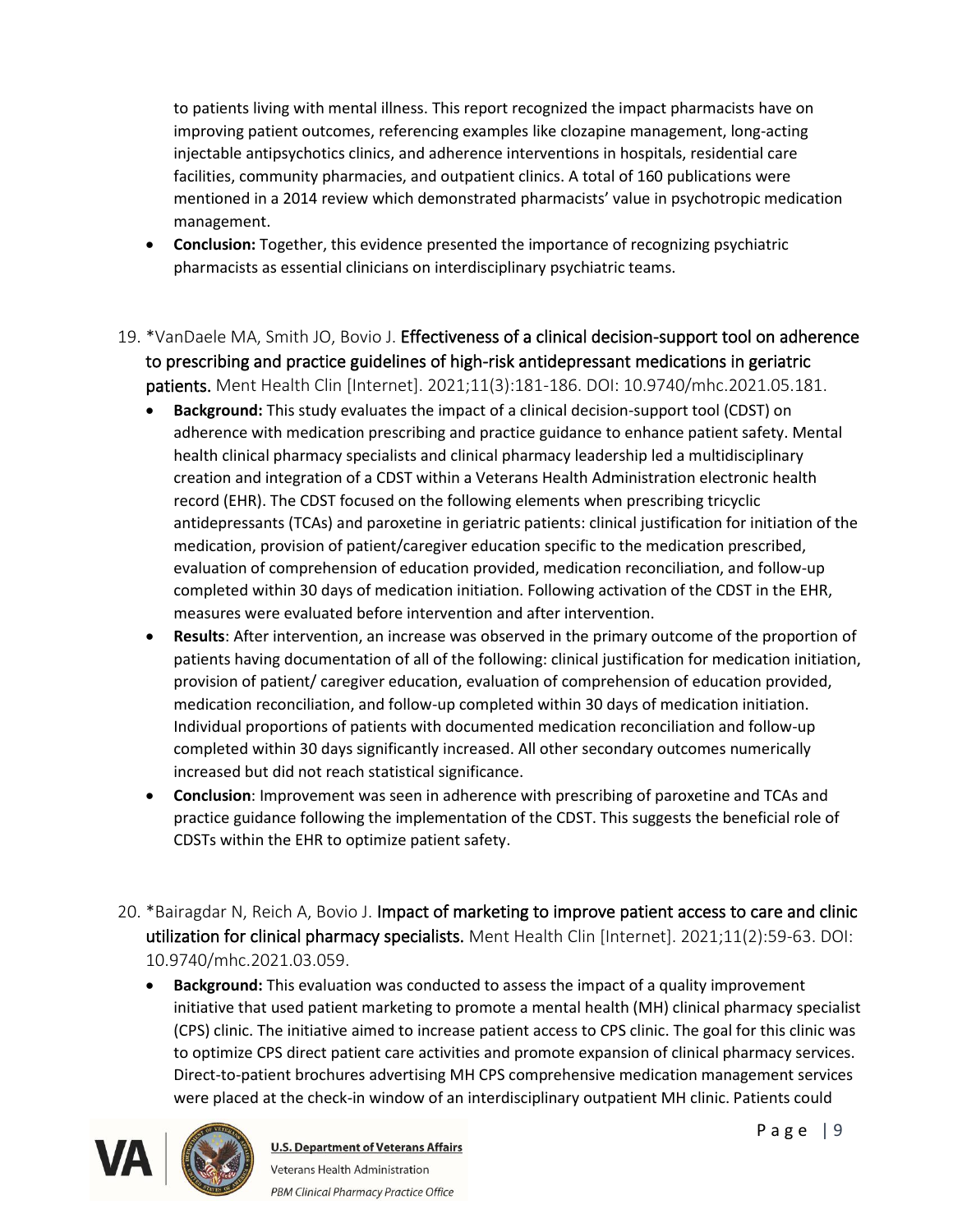to patients living with mental illness. This report recognized the impact pharmacists have on improving patient outcomes, referencing examples like clozapine management, long-acting injectable antipsychotics clinics, and adherence interventions in hospitals, residential care facilities, community pharmacies, and outpatient clinics. A total of 160 publications were mentioned in a 2014 review which demonstrated pharmacists' value in psychotropic medication management.

- **Conclusion:** Together, this evidence presented the importance of recognizing psychiatric pharmacists as essential clinicians on interdisciplinary psychiatric teams.

19. *VanDaele MA, Smith JO, Bovio J. **Effectiveness of a clinical decision-support tool on adherence to prescribing and practice guidelines of high-risk antidepressant medications in geriatric patients.** Ment Health Clin [Internet]. 2021;11(3):181-186. DOI: 10.9740/mhc.2021.05.181.
    - **Background:** This study evaluates the impact of a clinical decision-support tool (CDST) on adherence with medication prescribing and practice guidance to enhance patient safety. Mental health clinical pharmacy specialists and clinical pharmacy leadership led a multidisciplinary creation and integration of a CDST within a Veterans Health Administration electronic health record (EHR). The CDST focused on the following elements when prescribing tricyclic antidepressants (TCAs) and paroxetine in geriatric patients: clinical justification for initiation of the medication, provision of patient/caregiver education specific to the medication prescribed, evaluation of comprehension of education provided, medication reconciliation, and follow-up completed within 30 days of medication initiation. Following activation of the CDST in the EHR, measures were evaluated before intervention and after intervention.
    - **Results**: After intervention, an increase was observed in the primary outcome of the proportion of patients having documentation of all of the following: clinical justification for medication initiation, provision of patient/ caregiver education, evaluation of comprehension of education provided, medication reconciliation, and follow-up completed within 30 days of medication initiation. Individual proportions of patients with documented medication reconciliation and follow-up completed within 30 days significantly increased. All other secondary outcomes numerically increased but did not reach statistical significance.
    - **Conclusion**: Improvement was seen in adherence with prescribing of paroxetine and TCAs and practice guidance following the implementation of the CDST. This suggests the beneficial role of CDSTs within the EHR to optimize patient safety.

20. *Bairagdar N, Reich A, Bovio J. **Impact of marketing to improve patient access to care and clinic utilization for clinical pharmacy specialists.** Ment Health Clin [Internet]. 2021;11(2):59-63. DOI: 10.9740/mhc.2021.03.059.
    - **Background:** This evaluation was conducted to assess the impact of a quality improvement initiative that used patient marketing to promote a mental health (MH) clinical pharmacy specialist (CPS) clinic. The initiative aimed to increase patient access to CPS clinic. The goal for this clinic was to optimize CPS direct patient care activities and promote expansion of clinical pharmacy services. Direct-to-patient brochures advertising MH CPS comprehensive medication management services were placed at the check-in window of an interdisciplinary outpatient MH clinic. Patients could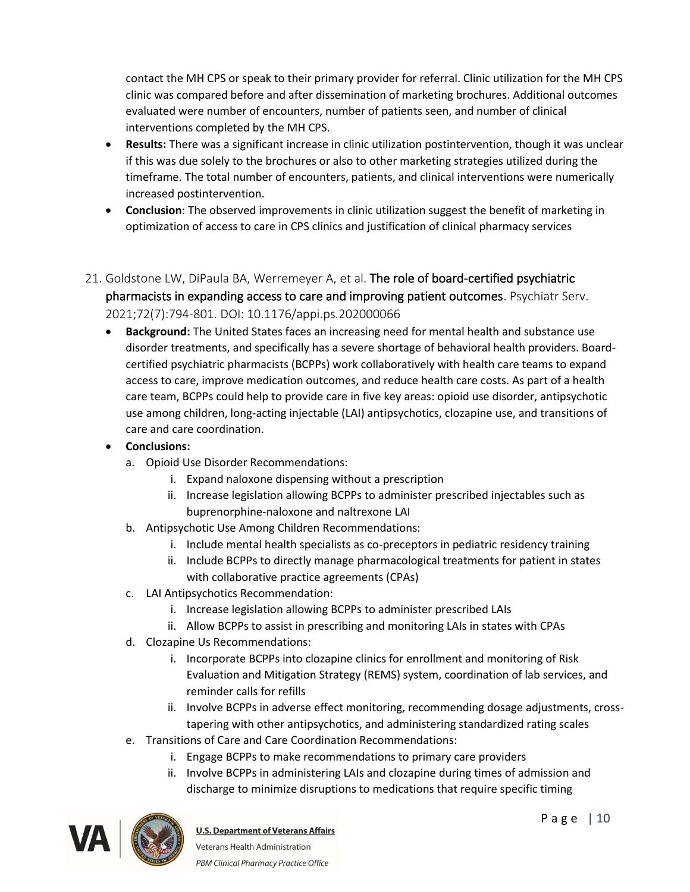contact the MH CPS or speak to their primary provider for referral. Clinic utilization for the MH CPS clinic was compared before and after dissemination of marketing brochures. Additional outcomes evaluated were number of encounters, number of patients seen, and number of clinical interventions completed by the MH CPS.

- **Results:** There was a significant increase in clinic utilization postintervention, though it was unclear if this was due solely to the brochures or also to other marketing strategies utilized during the timeframe. The total number of encounters, patients, and clinical interventions were numerically increased postintervention.
- **Conclusion**: The observed improvements in clinic utilization suggest the benefit of marketing in optimization of access to care in CPS clinics and justification of clinical pharmacy services

21. Goldstone LW, DiPaula BA, Werremeyer A, et al. The role of board-certified psychiatric pharmacists in expanding access to care and improving patient outcomes. Psychiatr Serv. 2021;72(7):794-801. DOI: 10.1176/appi.ps.202000066
    - **Background:** The United States faces an increasing need for mental health and substance use disorder treatments, and specifically has a severe shortage of behavioral health providers. Board-certified psychiatric pharmacists (BCPPs) work collaboratively with health care teams to expand access to care, improve medication outcomes, and reduce health care costs. As part of a health care team, BCPPs could help to provide care in five key areas: opioid use disorder, antipsychotic use among children, long-acting injectable (LAI) antipsychotics, clozapine use, and transitions of care and care coordination.
    - **Conclusions:**
        a. Opioid Use Disorder Recommendations:
            i. Expand naloxone dispensing without a prescription
            ii. Increase legislation allowing BCPPs to administer prescribed injectables such as buprenorphine-naloxone and naltrexone LAI
        b. Antipsychotic Use Among Children Recommendations:
            i. Include mental health specialists as co-preceptors in pediatric residency training
            ii. Include BCPPs to directly manage pharmacological treatments for patient in states with collaborative practice agreements (CPAs)
        c. LAI Antipsychotics Recommendation:
            i. Increase legislation allowing BCPPs to administer prescribed LAIs
            ii. Allow BCPPs to assist in prescribing and monitoring LAIs in states with CPAs
        d. Clozapine Us Recommendations:
            i. Incorporate BCPPs into clozapine clinics for enrollment and monitoring of Risk Evaluation and Mitigation Strategy (REMS) system, coordination of lab services, and reminder calls for refills
            ii. Involve BCPPs in adverse effect monitoring, recommending dosage adjustments, cross-tapering with other antipsychotics, and administering standardized rating scales
        e. Transitions of Care and Care Coordination Recommendations:
            i. Engage BCPPs to make recommendations to primary care providers
            ii. Involve BCPPs in administering LAIs and clozapine during times of admission and discharge to minimize disruptions to medications that require specific timing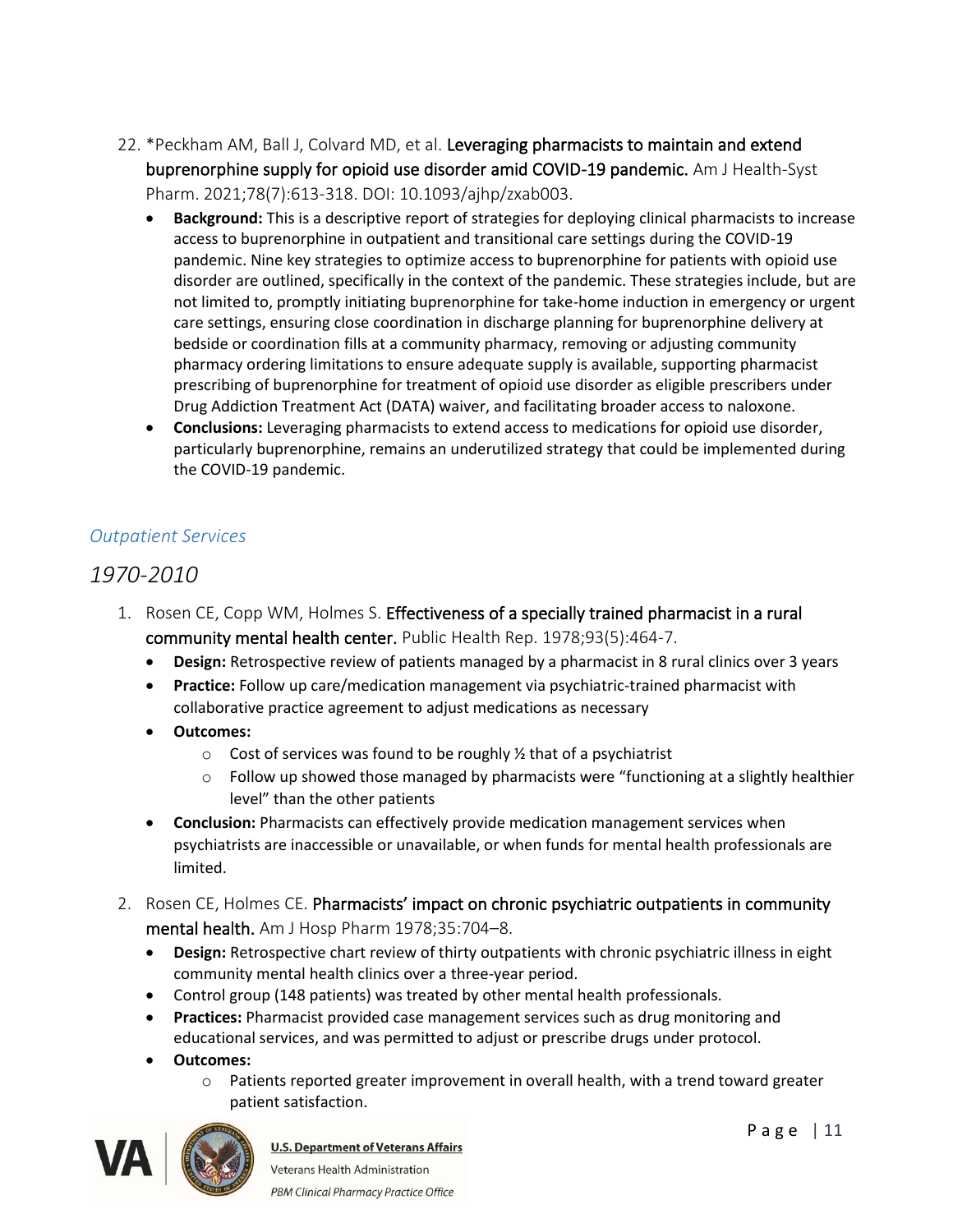22. *Peckham AM, Ball J, Colvard MD, et al. **Leveraging pharmacists to maintain and extend buprenorphine supply for opioid use disorder amid COVID-19 pandemic.** Am J Health-Syst Pharm. 2021;78(7):613-318. DOI: 10.1093/ajhp/zxab003.
    - **Background:** This is a descriptive report of strategies for deploying clinical pharmacists to increase access to buprenorphine in outpatient and transitional care settings during the COVID-19 pandemic. Nine key strategies to optimize access to buprenorphine for patients with opioid use disorder are outlined, specifically in the context of the pandemic. These strategies include, but are not limited to, promptly initiating buprenorphine for take-home induction in emergency or urgent care settings, ensuring close coordination in discharge planning for buprenorphine delivery at bedside or coordination fills at a community pharmacy, removing or adjusting community pharmacy ordering limitations to ensure adequate supply is available, supporting pharmacist prescribing of buprenorphine for treatment of opioid use disorder as eligible prescribers under Drug Addiction Treatment Act (DATA) waiver, and facilitating broader access to naloxone.
    - **Conclusions:** Leveraging pharmacists to extend access to medications for opioid use disorder, particularly buprenorphine, remains an underutilized strategy that could be implemented during the COVID-19 pandemic.

### *Outpatient Services*

## *1970-2010*

1. Rosen CE, Copp WM, Holmes S. **Effectiveness of a specially trained pharmacist in a rural community mental health center.** Public Health Rep. 1978;93(5):464-7.
    - **Design:** Retrospective review of patients managed by a pharmacist in 8 rural clinics over 3 years
    - **Practice:** Follow up care/medication management via psychiatric-trained pharmacist with collaborative practice agreement to adjust medications as necessary
    - **Outcomes:**
        - Cost of services was found to be roughly ½ that of a psychiatrist
        - Follow up showed those managed by pharmacists were "functioning at a slightly healthier level" than the other patients
    - **Conclusion:** Pharmacists can effectively provide medication management services when psychiatrists are inaccessible or unavailable, or when funds for mental health professionals are limited.
2. Rosen CE, Holmes CE. **Pharmacists' impact on chronic psychiatric outpatients in community mental health.** Am J Hosp Pharm 1978;35:704–8.
    - **Design:** Retrospective chart review of thirty outpatients with chronic psychiatric illness in eight community mental health clinics over a three-year period.
    - Control group (148 patients) was treated by other mental health professionals.
    - **Practices:** Pharmacist provided case management services such as drug monitoring and educational services, and was permitted to adjust or prescribe drugs under protocol.
    - **Outcomes:**
        - Patients reported greater improvement in overall health, with a trend toward greater patient satisfaction.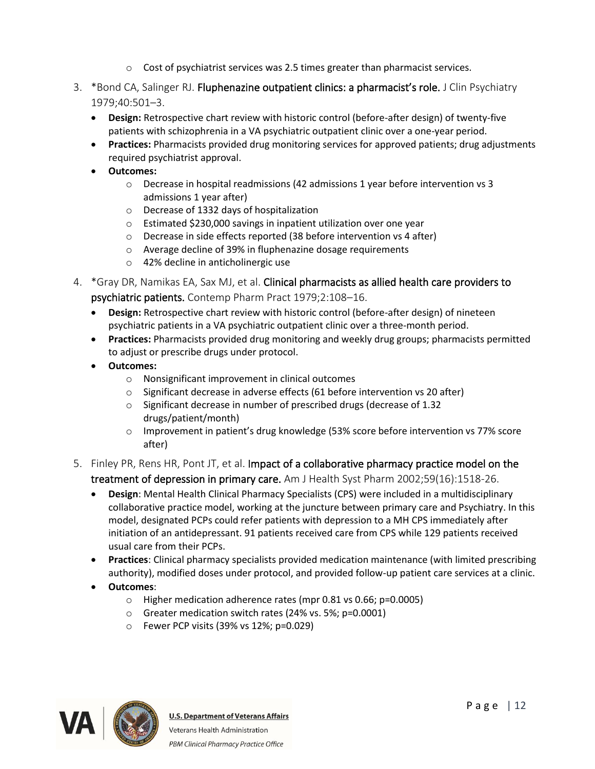- Cost of psychiatrist services was 2.5 times greater than pharmacist services.

3. *Bond CA, Salinger RJ. **Fluphenazine outpatient clinics: a pharmacist's role.** J Clin Psychiatry 1979;40:501–3.
   - **Design:** Retrospective chart review with historic control (before-after design) of twenty-five patients with schizophrenia in a VA psychiatric outpatient clinic over a one-year period.
   - **Practices:** Pharmacists provided drug monitoring services for approved patients; drug adjustments required psychiatrist approval.
   - **Outcomes:**
     - Decrease in hospital readmissions (42 admissions 1 year before intervention vs 3 admissions 1 year after)
     - Decrease of 1332 days of hospitalization
     - Estimated $230,000 savings in inpatient utilization over one year
     - Decrease in side effects reported (38 before intervention vs 4 after)
     - Average decline of 39% in fluphenazine dosage requirements
     - 42% decline in anticholinergic use

4. *Gray DR, Namikas EA, Sax MJ, et al. **Clinical pharmacists as allied health care providers to psychiatric patients.** Contemp Pharm Pract 1979;2:108–16.
   - **Design:** Retrospective chart review with historic control (before-after design) of nineteen psychiatric patients in a VA psychiatric outpatient clinic over a three-month period.
   - **Practices:** Pharmacists provided drug monitoring and weekly drug groups; pharmacists permitted to adjust or prescribe drugs under protocol.
   - **Outcomes:**
     - Nonsignificant improvement in clinical outcomes
     - Significant decrease in adverse effects (61 before intervention vs 20 after)
     - Significant decrease in number of prescribed drugs (decrease of 1.32 drugs/patient/month)
     - Improvement in patient's drug knowledge (53% score before intervention vs 77% score after)

5. Finley PR, Rens HR, Pont JT, et al. **Impact of a collaborative pharmacy practice model on the treatment of depression in primary care.** Am J Health Syst Pharm 2002;59(16):1518-26.
   - **Design**: Mental Health Clinical Pharmacy Specialists (CPS) were included in a multidisciplinary collaborative practice model, working at the juncture between primary care and Psychiatry. In this model, designated PCPs could refer patients with depression to a MH CPS immediately after initiation of an antidepressant. 91 patients received care from CPS while 129 patients received usual care from their PCPs.
   - **Practices**: Clinical pharmacy specialists provided medication maintenance (with limited prescribing authority), modified doses under protocol, and provided follow-up patient care services at a clinic.
   - **Outcomes**:
     - Higher medication adherence rates (mpr 0.81 vs 0.66; $p=0.0005$)
     - Greater medication switch rates (24% vs. 5%; $p=0.0001$)
     - Fewer PCP visits (39% vs 12%; $p=0.029$)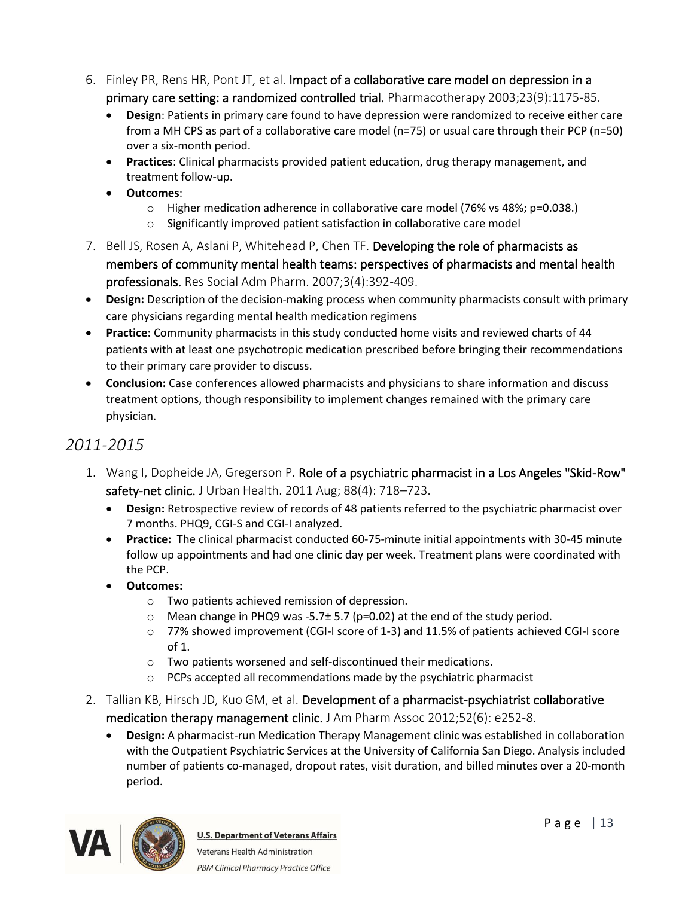6. Finley PR, Rens HR, Pont JT, et al. **Impact of a collaborative care model on depression in a primary care setting: a randomized controlled trial.** Pharmacotherapy 2003;23(9):1175-85.
    - **Design**: Patients in primary care found to have depression were randomized to receive either care from a MH CPS as part of a collaborative care model (n=75) or usual care through their PCP (n=50) over a six-month period.
    - **Practices**: Clinical pharmacists provided patient education, drug therapy management, and treatment follow-up.
    - **Outcomes**:
        - Higher medication adherence in collaborative care model (76% vs 48%; p=0.038.)
        - Significantly improved patient satisfaction in collaborative care model
7. Bell JS, Rosen A, Aslani P, Whitehead P, Chen TF. **Developing the role of pharmacists as members of community mental health teams: perspectives of pharmacists and mental health professionals.** Res Social Adm Pharm. 2007;3(4):392-409.

- **Design:** Description of the decision-making process when community pharmacists consult with primary care physicians regarding mental health medication regimens
- **Practice:** Community pharmacists in this study conducted home visits and reviewed charts of 44 patients with at least one psychotropic medication prescribed before bringing their recommendations to their primary care provider to discuss.
- **Conclusion:** Case conferences allowed pharmacists and physicians to share information and discuss treatment options, though responsibility to implement changes remained with the primary care physician.

## *2011-2015*

1. Wang I, Dopheide JA, Gregerson P. **Role of a psychiatric pharmacist in a Los Angeles "Skid-Row" safety-net clinic.** J Urban Health. 2011 Aug; 88(4): 718–723.
    - **Design:** Retrospective review of records of 48 patients referred to the psychiatric pharmacist over 7 months. PHQ9, CGI-S and CGI-I analyzed.
    - **Practice:** The clinical pharmacist conducted 60-75-minute initial appointments with 30-45 minute follow up appointments and had one clinic day per week. Treatment plans were coordinated with the PCP.
    - **Outcomes:**
        - Two patients achieved remission of depression.
        - Mean change in PHQ9 was -5.7± 5.7 (p=0.02) at the end of the study period.
        - 77% showed improvement (CGI-I score of 1-3) and 11.5% of patients achieved CGI-I score of 1.
        - Two patients worsened and self-discontinued their medications.
        - PCPs accepted all recommendations made by the psychiatric pharmacist
2. Tallian KB, Hirsch JD, Kuo GM, et al. **Development of a pharmacist-psychiatrist collaborative medication therapy management clinic.** J Am Pharm Assoc 2012;52(6): e252-8.
    - **Design:** A pharmacist-run Medication Therapy Management clinic was established in collaboration with the Outpatient Psychiatric Services at the University of California San Diego. Analysis included number of patients co-managed, dropout rates, visit duration, and billed minutes over a 20-month period.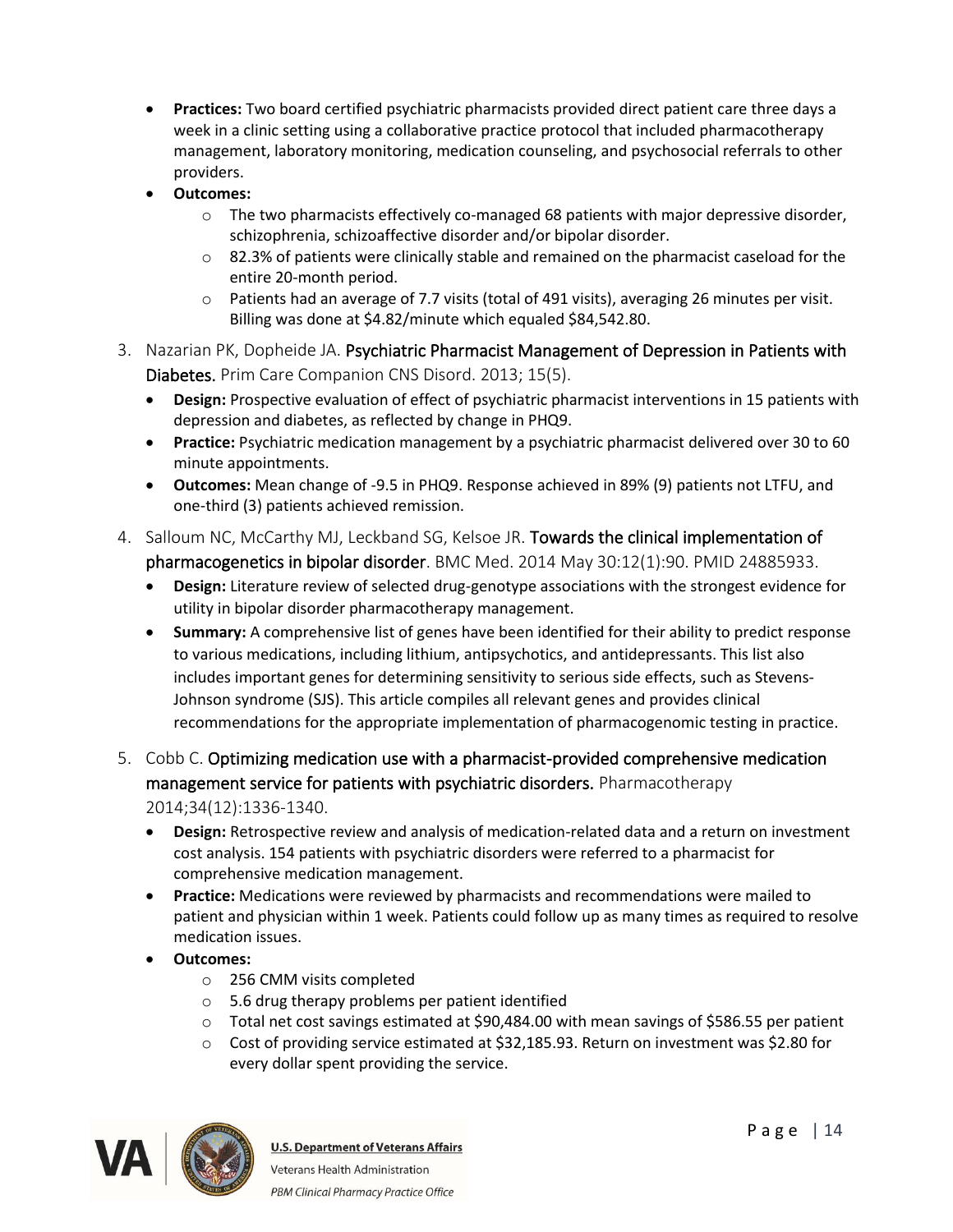- **Practices:** Two board certified psychiatric pharmacists provided direct patient care three days a week in a clinic setting using a collaborative practice protocol that included pharmacotherapy management, laboratory monitoring, medication counseling, and psychosocial referrals to other providers.
- **Outcomes:**
    - The two pharmacists effectively co-managed 68 patients with major depressive disorder, schizophrenia, schizoaffective disorder and/or bipolar disorder.
    - 82.3% of patients were clinically stable and remained on the pharmacist caseload for the entire 20-month period.
    - Patients had an average of 7.7 visits (total of 491 visits), averaging 26 minutes per visit. Billing was done at $4.82/minute which equaled $84,542.80.

3. Nazarian PK, Dopheide JA. **Psychiatric Pharmacist Management of Depression in Patients with Diabetes.** Prim Care Companion CNS Disord. 2013; 15(5).
    - **Design:** Prospective evaluation of effect of psychiatric pharmacist interventions in 15 patients with depression and diabetes, as reflected by change in PHQ9.
    - **Practice:** Psychiatric medication management by a psychiatric pharmacist delivered over 30 to 60 minute appointments.
    - **Outcomes:** Mean change of -9.5 in PHQ9. Response achieved in 89% (9) patients not LTFU, and one-third (3) patients achieved remission.

4. Salloum NC, McCarthy MJ, Leckband SG, Kelsoe JR. **Towards the clinical implementation of pharmacogenetics in bipolar disorder**. BMC Med. 2014 May 30:12(1):90. PMID 24885933.
    - **Design:** Literature review of selected drug-genotype associations with the strongest evidence for utility in bipolar disorder pharmacotherapy management.
    - **Summary:** A comprehensive list of genes have been identified for their ability to predict response to various medications, including lithium, antipsychotics, and antidepressants. This list also includes important genes for determining sensitivity to serious side effects, such as Stevens-Johnson syndrome (SJS). This article compiles all relevant genes and provides clinical recommendations for the appropriate implementation of pharmacogenomic testing in practice.

5. Cobb C. **Optimizing medication use with a pharmacist-provided comprehensive medication management service for patients with psychiatric disorders.** Pharmacotherapy 2014;34(12):1336-1340.
    - **Design:** Retrospective review and analysis of medication-related data and a return on investment cost analysis. 154 patients with psychiatric disorders were referred to a pharmacist for comprehensive medication management.
    - **Practice:** Medications were reviewed by pharmacists and recommendations were mailed to patient and physician within 1 week. Patients could follow up as many times as required to resolve medication issues.
    - **Outcomes:**
        - 256 CMM visits completed
        - 5.6 drug therapy problems per patient identified
        - Total net cost savings estimated at $90,484.00 with mean savings of $586.55 per patient
        - Cost of providing service estimated at $32,185.93. Return on investment was $2.80 for every dollar spent providing the service.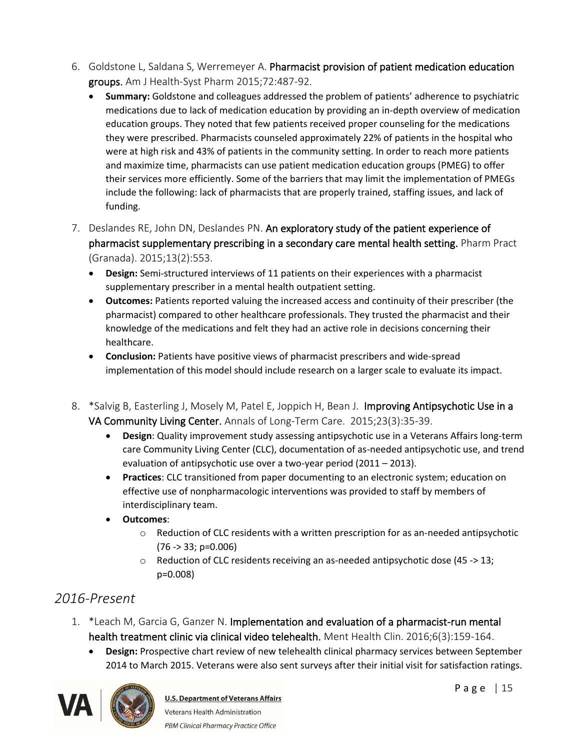6. Goldstone L, Saldana S, Werremeyer A. **Pharmacist provision of patient medication education groups.** Am J Health-Syst Pharm 2015;72:487-92.
    - **Summary:** Goldstone and colleagues addressed the problem of patients' adherence to psychiatric medications due to lack of medication education by providing an in-depth overview of medication education groups. They noted that few patients received proper counseling for the medications they were prescribed. Pharmacists counseled approximately 22% of patients in the hospital who were at high risk and 43% of patients in the community setting. In order to reach more patients and maximize time, pharmacists can use patient medication education groups (PMEG) to offer their services more efficiently. Some of the barriers that may limit the implementation of PMEGs include the following: lack of pharmacists that are properly trained, staffing issues, and lack of funding.

7. Deslandes RE, John DN, Deslandes PN. **An exploratory study of the patient experience of pharmacist supplementary prescribing in a secondary care mental health setting.** Pharm Pract (Granada). 2015;13(2):553.
    - **Design:** Semi-structured interviews of 11 patients on their experiences with a pharmacist supplementary prescriber in a mental health outpatient setting.
    - **Outcomes:** Patients reported valuing the increased access and continuity of their prescriber (the pharmacist) compared to other healthcare professionals. They trusted the pharmacist and their knowledge of the medications and felt they had an active role in decisions concerning their healthcare.
    - **Conclusion:** Patients have positive views of pharmacist prescribers and wide-spread implementation of this model should include research on a larger scale to evaluate its impact.

8. *Salvig B, Easterling J, Mosely M, Patel E, Joppich H, Bean J. **Improving Antipsychotic Use in a VA Community Living Center.** Annals of Long-Term Care. 2015;23(3):35-39.
    - **Design**: Quality improvement study assessing antipsychotic use in a Veterans Affairs long-term care Community Living Center (CLC), documentation of as-needed antipsychotic use, and trend evaluation of antipsychotic use over a two-year period (2011 – 2013).
    - **Practices**: CLC transitioned from paper documenting to an electronic system; education on effective use of nonpharmacologic interventions was provided to staff by members of interdisciplinary team.
    - **Outcomes**:
        - Reduction of CLC residents with a written prescription for as an-needed antipsychotic (76 -> 33; p=0.006)
        - Reduction of CLC residents receiving an as-needed antipsychotic dose (45 -> 13; p=0.008)

## *2016-Present*

1. *Leach M, Garcia G, Ganzer N. **Implementation and evaluation of a pharmacist-run mental health treatment clinic via clinical video telehealth.** Ment Health Clin. 2016;6(3):159-164.
    - **Design:** Prospective chart review of new telehealth clinical pharmacy services between September 2014 to March 2015. Veterans were also sent surveys after their initial visit for satisfaction ratings.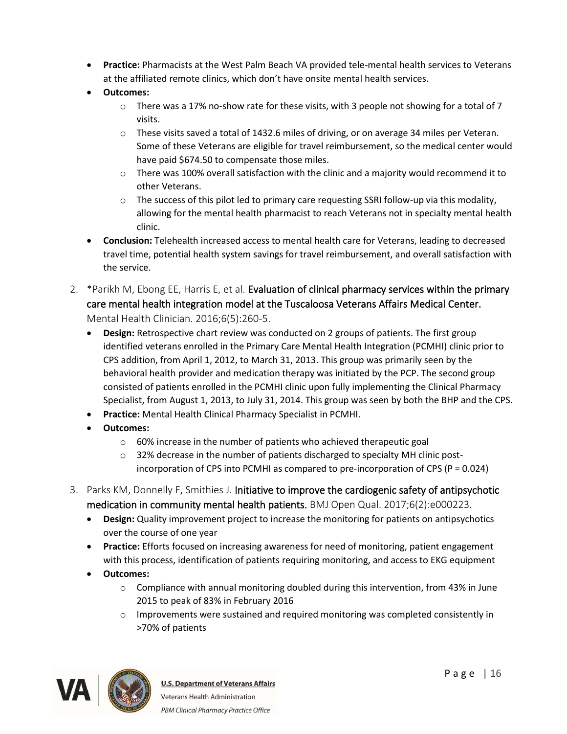- **Practice:** Pharmacists at the West Palm Beach VA provided tele-mental health services to Veterans at the affiliated remote clinics, which don't have onsite mental health services.
- **Outcomes:**
    - There was a 17% no-show rate for these visits, with 3 people not showing for a total of 7 visits.
    - These visits saved a total of 1432.6 miles of driving, or on average 34 miles per Veteran. Some of these Veterans are eligible for travel reimbursement, so the medical center would have paid $674.50 to compensate those miles.
    - There was 100% overall satisfaction with the clinic and a majority would recommend it to other Veterans.
    - The success of this pilot led to primary care requesting SSRI follow-up via this modality, allowing for the mental health pharmacist to reach Veterans not in specialty mental health clinic.
- **Conclusion:** Telehealth increased access to mental health care for Veterans, leading to decreased travel time, potential health system savings for travel reimbursement, and overall satisfaction with the service.

2. *Parikh M, Ebong EE, Harris E, et al. Evaluation of clinical pharmacy services within the primary care mental health integration model at the Tuscaloosa Veterans Affairs Medical Center. Mental Health Clinician. 2016;6(5):260-5.
    - **Design:** Retrospective chart review was conducted on 2 groups of patients. The first group identified veterans enrolled in the Primary Care Mental Health Integration (PCMHI) clinic prior to CPS addition, from April 1, 2012, to March 31, 2013. This group was primarily seen by the behavioral health provider and medication therapy was initiated by the PCP. The second group consisted of patients enrolled in the PCMHI clinic upon fully implementing the Clinical Pharmacy Specialist, from August 1, 2013, to July 31, 2014. This group was seen by both the BHP and the CPS.
    - **Practice:** Mental Health Clinical Pharmacy Specialist in PCMHI.
    - **Outcomes:**
        - 60% increase in the number of patients who achieved therapeutic goal
        - 32% decrease in the number of patients discharged to specialty MH clinic post-incorporation of CPS into PCMHI as compared to pre-incorporation of CPS ($P = 0.024$)

3. Parks KM, Donnelly F, Smithies J. Initiative to improve the cardiogenic safety of antipsychotic medication in community mental health patients. BMJ Open Qual. 2017;6(2):e000223.
    - **Design:** Quality improvement project to increase the monitoring for patients on antipsychotics over the course of one year
    - **Practice:** Efforts focused on increasing awareness for need of monitoring, patient engagement with this process, identification of patients requiring monitoring, and access to EKG equipment
    - **Outcomes:**
        - Compliance with annual monitoring doubled during this intervention, from 43% in June 2015 to peak of 83% in February 2016
        - Improvements were sustained and required monitoring was completed consistently in >70% of patients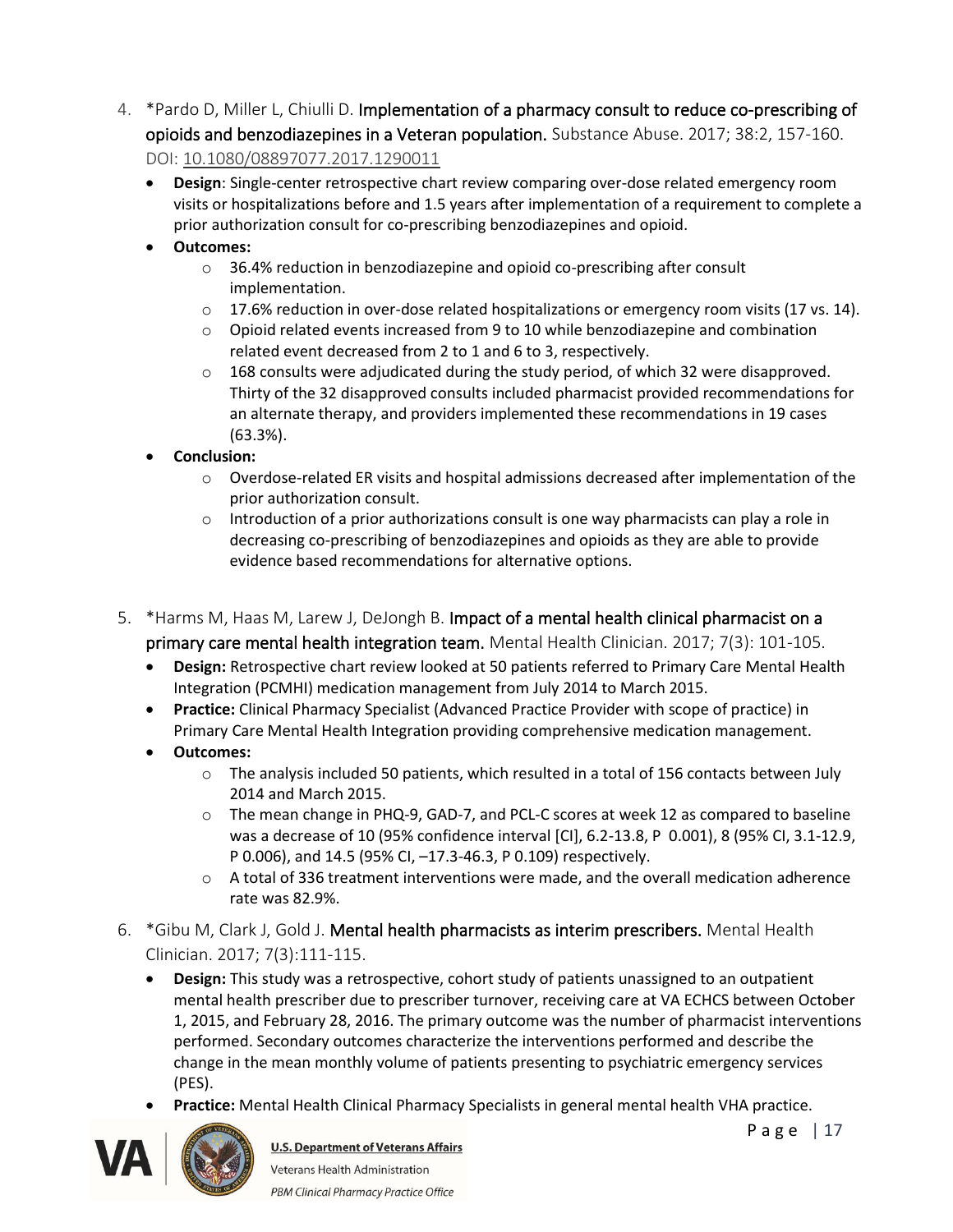4. *Pardo D, Miller L, Chiulli D. **Implementation of a pharmacy consult to reduce co-prescribing of opioids and benzodiazepines in a Veteran population.** Substance Abuse. 2017; 38:2, 157-160. DOI: 10.1080/08897077.2017.1290011
    - **Design**: Single-center retrospective chart review comparing over-dose related emergency room visits or hospitalizations before and 1.5 years after implementation of a requirement to complete a prior authorization consult for co-prescribing benzodiazepines and opioid.
    - **Outcomes:**
        - 36.4% reduction in benzodiazepine and opioid co-prescribing after consult implementation.
        - 17.6% reduction in over-dose related hospitalizations or emergency room visits (17 vs. 14).
        - Opioid related events increased from 9 to 10 while benzodiazepine and combination related event decreased from 2 to 1 and 6 to 3, respectively.
        - 168 consults were adjudicated during the study period, of which 32 were disapproved. Thirty of the 32 disapproved consults included pharmacist provided recommendations for an alternate therapy, and providers implemented these recommendations in 19 cases (63.3%).
    - **Conclusion:**
        - Overdose-related ER visits and hospital admissions decreased after implementation of the prior authorization consult.
        - Introduction of a prior authorizations consult is one way pharmacists can play a role in decreasing co-prescribing of benzodiazepines and opioids as they are able to provide evidence based recommendations for alternative options.

5. *Harms M, Haas M, Larew J, DeJongh B. **Impact of a mental health clinical pharmacist on a primary care mental health integration team.** Mental Health Clinician. 2017; 7(3): 101-105.
    - **Design:** Retrospective chart review looked at 50 patients referred to Primary Care Mental Health Integration (PCMHI) medication management from July 2014 to March 2015.
    - **Practice:** Clinical Pharmacy Specialist (Advanced Practice Provider with scope of practice) in Primary Care Mental Health Integration providing comprehensive medication management.
    - **Outcomes:**
        - The analysis included 50 patients, which resulted in a total of 156 contacts between July 2014 and March 2015.
        - The mean change in PHQ-9, GAD-7, and PCL-C scores at week 12 as compared to baseline was a decrease of 10 (95% confidence interval [CI], 6.2-13.8, P 0.001), 8 (95% CI, 3.1-12.9, P 0.006), and 14.5 (95% CI, –17.3-46.3, P 0.109) respectively.
        - A total of 336 treatment interventions were made, and the overall medication adherence rate was 82.9%.

6. *Gibu M, Clark J, Gold J. **Mental health pharmacists as interim prescribers.** Mental Health Clinician. 2017; 7(3):111-115.
    - **Design:** This study was a retrospective, cohort study of patients unassigned to an outpatient mental health prescriber due to prescriber turnover, receiving care at VA ECHCS between October 1, 2015, and February 28, 2016. The primary outcome was the number of pharmacist interventions performed. Secondary outcomes characterize the interventions performed and describe the change in the mean monthly volume of patients presenting to psychiatric emergency services (PES).
    - **Practice:** Mental Health Clinical Pharmacy Specialists in general mental health VHA practice.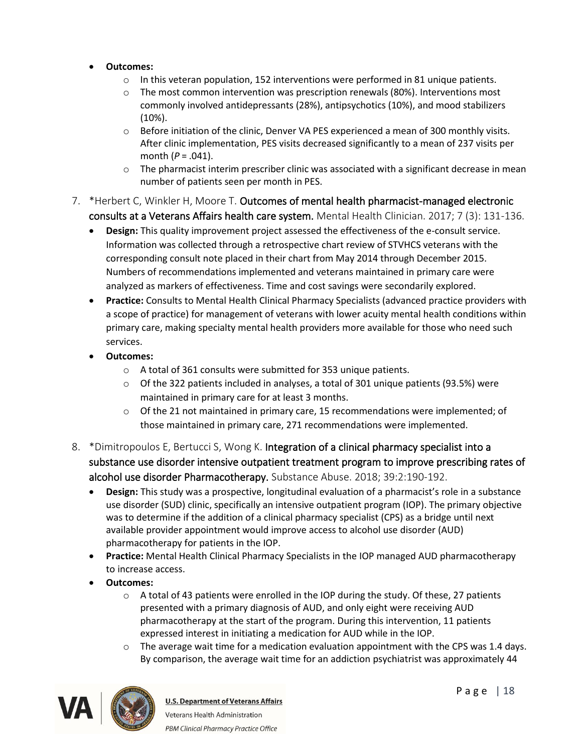- **Outcomes:**
  - In this veteran population, 152 interventions were performed in 81 unique patients.
  - The most common intervention was prescription renewals (80%). Interventions most commonly involved antidepressants (28%), antipsychotics (10%), and mood stabilizers (10%).
  - Before initiation of the clinic, Denver VA PES experienced a mean of 300 monthly visits. After clinic implementation, PES visits decreased significantly to a mean of 237 visits per month (*P* = .041).
  - The pharmacist interim prescriber clinic was associated with a significant decrease in mean number of patients seen per month in PES.

7. *Herbert C, Winkler H, Moore T. **Outcomes of mental health pharmacist-managed electronic consults at a Veterans Affairs health care system.** Mental Health Clinician. 2017; 7 (3): 131-136.
   - **Design:** This quality improvement project assessed the effectiveness of the e-consult service. Information was collected through a retrospective chart review of STVHCS veterans with the corresponding consult note placed in their chart from May 2014 through December 2015. Numbers of recommendations implemented and veterans maintained in primary care were analyzed as markers of effectiveness. Time and cost savings were secondarily explored.
   - **Practice:** Consults to Mental Health Clinical Pharmacy Specialists (advanced practice providers with a scope of practice) for management of veterans with lower acuity mental health conditions within primary care, making specialty mental health providers more available for those who need such services.
   - **Outcomes:**
     - A total of 361 consults were submitted for 353 unique patients.
     - Of the 322 patients included in analyses, a total of 301 unique patients (93.5%) were maintained in primary care for at least 3 months.
     - Of the 21 not maintained in primary care, 15 recommendations were implemented; of those maintained in primary care, 271 recommendations were implemented.

8. *Dimitropoulos E, Bertucci S, Wong K. **Integration of a clinical pharmacy specialist into a substance use disorder intensive outpatient treatment program to improve prescribing rates of alcohol use disorder Pharmacotherapy.** Substance Abuse. 2018; 39:2:190-192.
   - **Design:** This study was a prospective, longitudinal evaluation of a pharmacist's role in a substance use disorder (SUD) clinic, specifically an intensive outpatient program (IOP). The primary objective was to determine if the addition of a clinical pharmacy specialist (CPS) as a bridge until next available provider appointment would improve access to alcohol use disorder (AUD) pharmacotherapy for patients in the IOP.
   - **Practice:** Mental Health Clinical Pharmacy Specialists in the IOP managed AUD pharmacotherapy to increase access.
   - **Outcomes:**
     - A total of 43 patients were enrolled in the IOP during the study. Of these, 27 patients presented with a primary diagnosis of AUD, and only eight were receiving AUD pharmacotherapy at the start of the program. During this intervention, 11 patients expressed interest in initiating a medication for AUD while in the IOP.
     - The average wait time for a medication evaluation appointment with the CPS was 1.4 days. By comparison, the average wait time for an addiction psychiatrist was approximately 44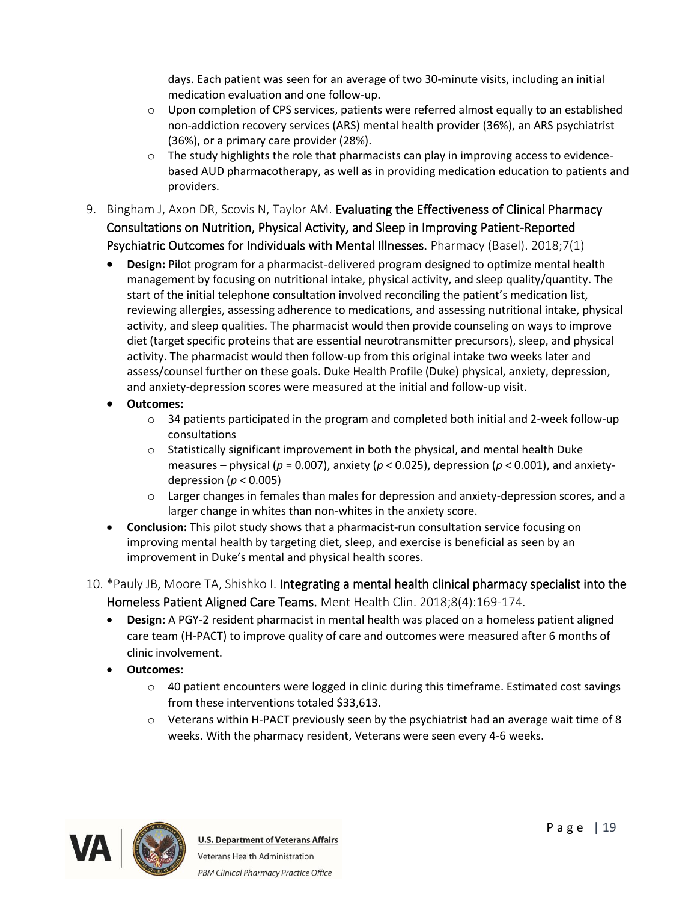days. Each patient was seen for an average of two 30-minute visits, including an initial medication evaluation and one follow-up.
    - Upon completion of CPS services, patients were referred almost equally to an established non-addiction recovery services (ARS) mental health provider (36%), an ARS psychiatrist (36%), or a primary care provider (28%).
    - The study highlights the role that pharmacists can play in improving access to evidence-based AUD pharmacotherapy, as well as in providing medication education to patients and providers.

9. Bingham J, Axon DR, Scovis N, Taylor AM. **Evaluating the Effectiveness of Clinical Pharmacy Consultations on Nutrition, Physical Activity, and Sleep in Improving Patient-Reported Psychiatric Outcomes for Individuals with Mental Illnesses.** Pharmacy (Basel). 2018;7(1)
    - **Design:** Pilot program for a pharmacist-delivered program designed to optimize mental health management by focusing on nutritional intake, physical activity, and sleep quality/quantity. The start of the initial telephone consultation involved reconciling the patient's medication list, reviewing allergies, assessing adherence to medications, and assessing nutritional intake, physical activity, and sleep qualities. The pharmacist would then provide counseling on ways to improve diet (target specific proteins that are essential neurotransmitter precursors), sleep, and physical activity. The pharmacist would then follow-up from this original intake two weeks later and assess/counsel further on these goals. Duke Health Profile (Duke) physical, anxiety, depression, and anxiety-depression scores were measured at the initial and follow-up visit.
    - **Outcomes:**
        - 34 patients participated in the program and completed both initial and 2-week follow-up consultations
        - Statistically significant improvement in both the physical, and mental health Duke measures – physical ($p = 0.007$), anxiety ($p < 0.025$), depression ($p < 0.001$), and anxiety-depression ($p < 0.005$)
        - Larger changes in females than males for depression and anxiety-depression scores, and a larger change in whites than non-whites in the anxiety score.
    - **Conclusion:** This pilot study shows that a pharmacist-run consultation service focusing on improving mental health by targeting diet, sleep, and exercise is beneficial as seen by an improvement in Duke's mental and physical health scores.

10. *Pauly JB, Moore TA, Shishko I. **Integrating a mental health clinical pharmacy specialist into the Homeless Patient Aligned Care Teams.** Ment Health Clin. 2018;8(4):169-174.
    - **Design:** A PGY-2 resident pharmacist in mental health was placed on a homeless patient aligned care team (H-PACT) to improve quality of care and outcomes were measured after 6 months of clinic involvement.
    - **Outcomes:**
        - 40 patient encounters were logged in clinic during this timeframe. Estimated cost savings from these interventions totaled $33,613.
        - Veterans within H-PACT previously seen by the psychiatrist had an average wait time of 8 weeks. With the pharmacy resident, Veterans were seen every 4-6 weeks.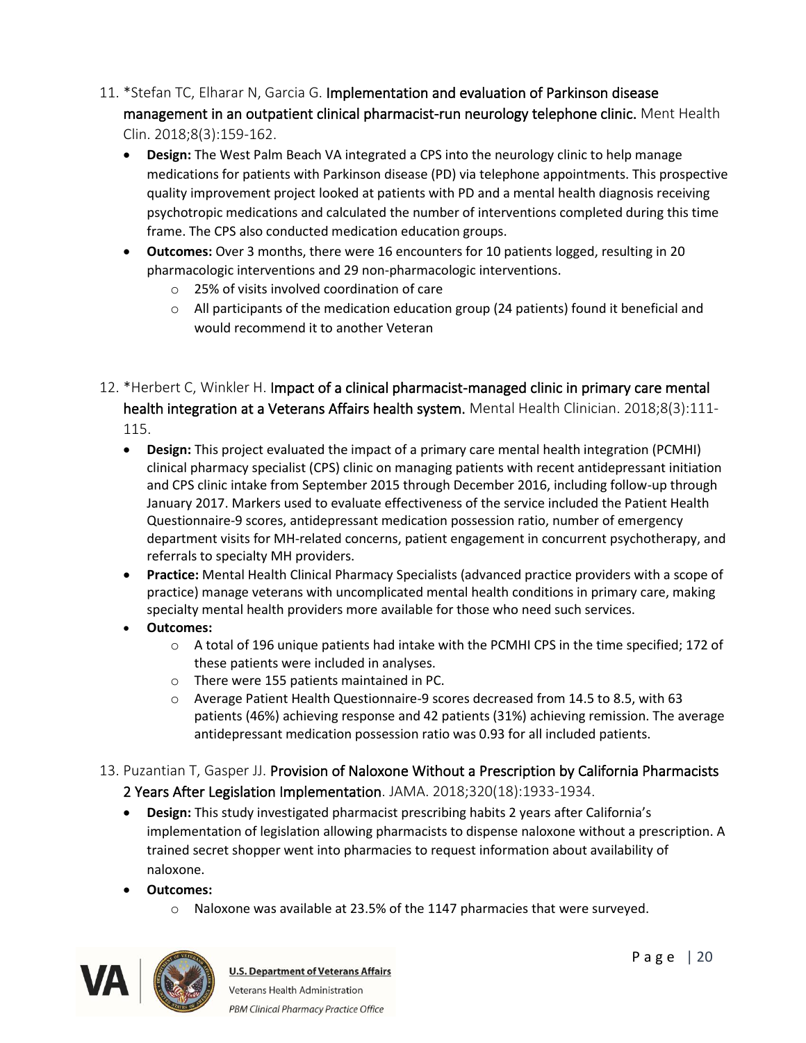11. *Stefan TC, Elharar N, Garcia G. **Implementation and evaluation of Parkinson disease management in an outpatient clinical pharmacist-run neurology telephone clinic.** Ment Health Clin. 2018;8(3):159-162.
    - **Design:** The West Palm Beach VA integrated a CPS into the neurology clinic to help manage medications for patients with Parkinson disease (PD) via telephone appointments. This prospective quality improvement project looked at patients with PD and a mental health diagnosis receiving psychotropic medications and calculated the number of interventions completed during this time frame. The CPS also conducted medication education groups.
    - **Outcomes:** Over 3 months, there were 16 encounters for 10 patients logged, resulting in 20 pharmacologic interventions and 29 non-pharmacologic interventions.
        - 25% of visits involved coordination of care
        - All participants of the medication education group (24 patients) found it beneficial and would recommend it to another Veteran

12. *Herbert C, Winkler H. **Impact of a clinical pharmacist-managed clinic in primary care mental health integration at a Veterans Affairs health system.** Mental Health Clinician. 2018;8(3):111-115.
    - **Design:** This project evaluated the impact of a primary care mental health integration (PCMHI) clinical pharmacy specialist (CPS) clinic on managing patients with recent antidepressant initiation and CPS clinic intake from September 2015 through December 2016, including follow-up through January 2017. Markers used to evaluate effectiveness of the service included the Patient Health Questionnaire-9 scores, antidepressant medication possession ratio, number of emergency department visits for MH-related concerns, patient engagement in concurrent psychotherapy, and referrals to specialty MH providers.
    - **Practice:** Mental Health Clinical Pharmacy Specialists (advanced practice providers with a scope of practice) manage veterans with uncomplicated mental health conditions in primary care, making specialty mental health providers more available for those who need such services.
    - **Outcomes:**
        - A total of 196 unique patients had intake with the PCMHI CPS in the time specified; 172 of these patients were included in analyses.
        - There were 155 patients maintained in PC.
        - Average Patient Health Questionnaire-9 scores decreased from 14.5 to 8.5, with 63 patients (46%) achieving response and 42 patients (31%) achieving remission. The average antidepressant medication possession ratio was 0.93 for all included patients.

13. Puzantian T, Gasper JJ. **Provision of Naloxone Without a Prescription by California Pharmacists 2 Years After Legislation Implementation**. JAMA. 2018;320(18):1933-1934.
    - **Design:** This study investigated pharmacist prescribing habits 2 years after California's implementation of legislation allowing pharmacists to dispense naloxone without a prescription. A trained secret shopper went into pharmacies to request information about availability of naloxone.
    - **Outcomes:**
        - Naloxone was available at 23.5% of the 1147 pharmacies that were surveyed.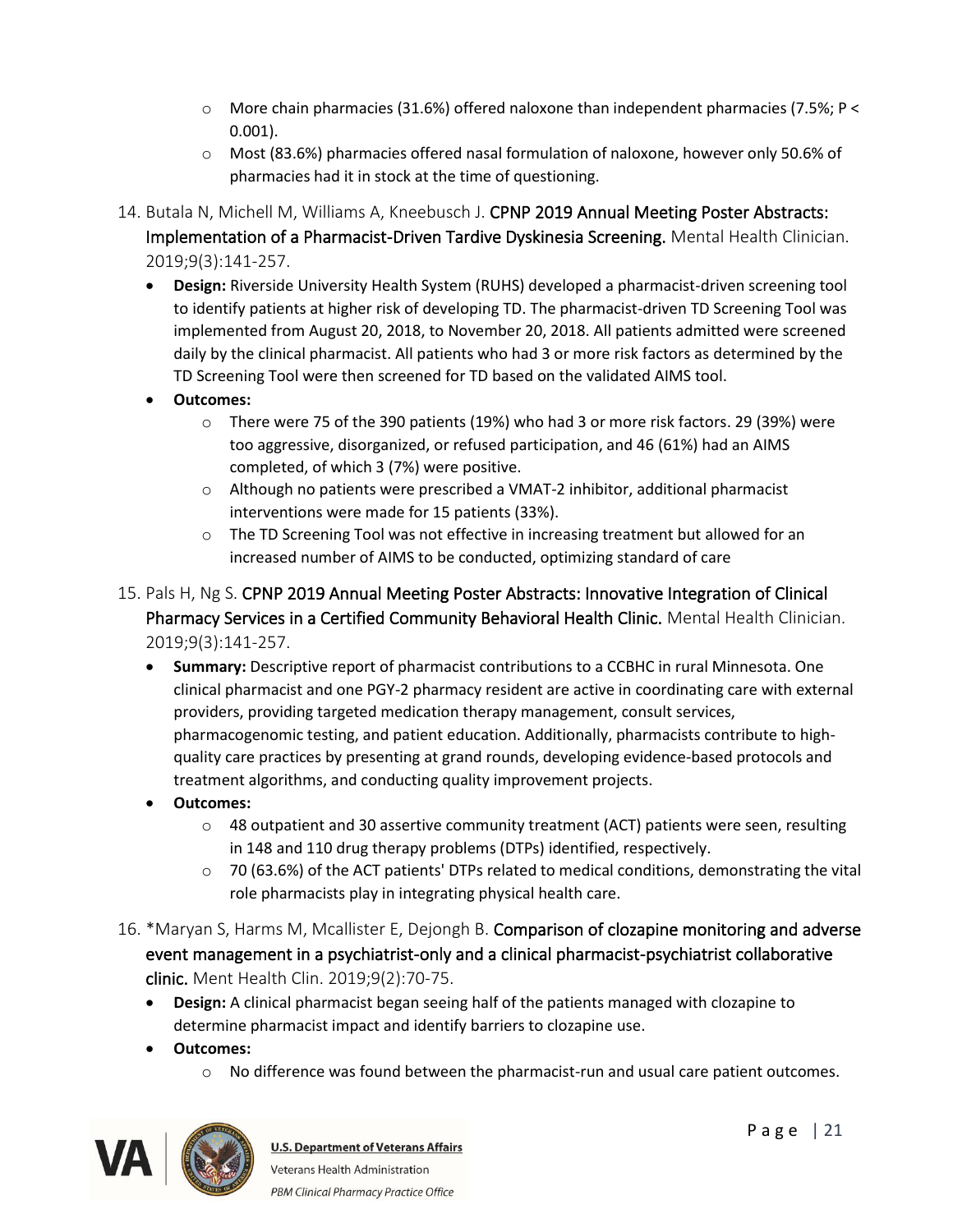- More chain pharmacies (31.6%) offered naloxone than independent pharmacies (7.5%; $P < 0.001$).
- Most (83.6%) pharmacies offered nasal formulation of naloxone, however only 50.6% of pharmacies had it in stock at the time of questioning.

14. Butala N, Michell M, Williams A, Kneebusch J. **CPNP 2019 Annual Meeting Poster Abstracts: Implementation of a Pharmacist-Driven Tardive Dyskinesia Screening.** Mental Health Clinician. 2019;9(3):141-257.
    - **Design:** Riverside University Health System (RUHS) developed a pharmacist-driven screening tool to identify patients at higher risk of developing TD. The pharmacist-driven TD Screening Tool was implemented from August 20, 2018, to November 20, 2018. All patients admitted were screened daily by the clinical pharmacist. All patients who had 3 or more risk factors as determined by the TD Screening Tool were then screened for TD based on the validated AIMS tool.
    - **Outcomes:**
        - There were 75 of the 390 patients (19%) who had 3 or more risk factors. 29 (39%) were too aggressive, disorganized, or refused participation, and 46 (61%) had an AIMS completed, of which 3 (7%) were positive.
        - Although no patients were prescribed a VMAT-2 inhibitor, additional pharmacist interventions were made for 15 patients (33%).
        - The TD Screening Tool was not effective in increasing treatment but allowed for an increased number of AIMS to be conducted, optimizing standard of care

15. Pals H, Ng S. **CPNP 2019 Annual Meeting Poster Abstracts: Innovative Integration of Clinical Pharmacy Services in a Certified Community Behavioral Health Clinic.** Mental Health Clinician. 2019;9(3):141-257.
    - **Summary:** Descriptive report of pharmacist contributions to a CCBHC in rural Minnesota. One clinical pharmacist and one PGY-2 pharmacy resident are active in coordinating care with external providers, providing targeted medication therapy management, consult services, pharmacogenomic testing, and patient education. Additionally, pharmacists contribute to high-quality care practices by presenting at grand rounds, developing evidence-based protocols and treatment algorithms, and conducting quality improvement projects.
    - **Outcomes:**
        - 48 outpatient and 30 assertive community treatment (ACT) patients were seen, resulting in 148 and 110 drug therapy problems (DTPs) identified, respectively.
        - 70 (63.6%) of the ACT patients' DTPs related to medical conditions, demonstrating the vital role pharmacists play in integrating physical health care.

16. *Maryan S, Harms M, Mcallister E, Dejongh B. **Comparison of clozapine monitoring and adverse event management in a psychiatrist-only and a clinical pharmacist-psychiatrist collaborative clinic.** Ment Health Clin. 2019;9(2):70-75.
    - **Design:** A clinical pharmacist began seeing half of the patients managed with clozapine to determine pharmacist impact and identify barriers to clozapine use.
    - **Outcomes:**
        - No difference was found between the pharmacist-run and usual care patient outcomes.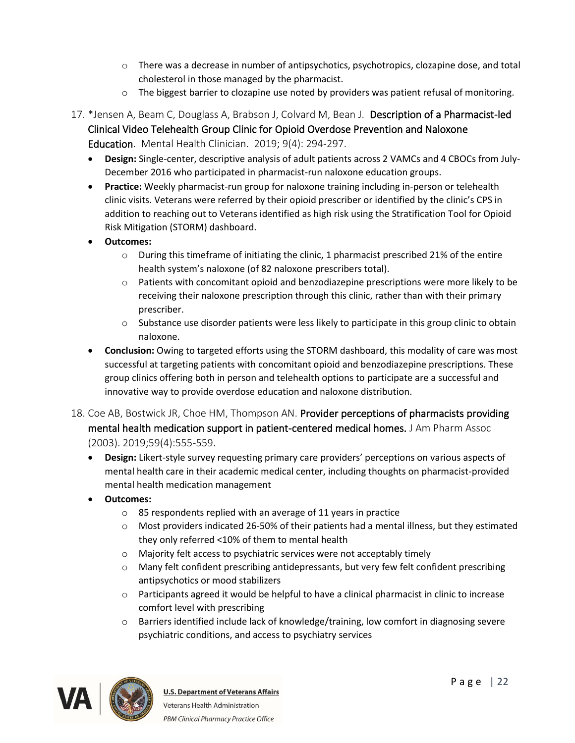- There was a decrease in number of antipsychotics, psychotropics, clozapine dose, and total cholesterol in those managed by the pharmacist.
    - The biggest barrier to clozapine use noted by providers was patient refusal of monitoring.

17. *Jensen A, Beam C, Douglass A, Brabson J, Colvard M, Bean J. Description of a Pharmacist-led Clinical Video Telehealth Group Clinic for Opioid Overdose Prevention and Naloxone Education. Mental Health Clinician. 2019; 9(4): 294-297.
    - **Design:** Single-center, descriptive analysis of adult patients across 2 VAMCs and 4 CBOCs from July-December 2016 who participated in pharmacist-run naloxone education groups.
    - **Practice:** Weekly pharmacist-run group for naloxone training including in-person or telehealth clinic visits. Veterans were referred by their opioid prescriber or identified by the clinic's CPS in addition to reaching out to Veterans identified as high risk using the Stratification Tool for Opioid Risk Mitigation (STORM) dashboard.
    - **Outcomes:**
        - During this timeframe of initiating the clinic, 1 pharmacist prescribed 21% of the entire health system's naloxone (of 82 naloxone prescribers total).
        - Patients with concomitant opioid and benzodiazepine prescriptions were more likely to be receiving their naloxone prescription through this clinic, rather than with their primary prescriber.
        - Substance use disorder patients were less likely to participate in this group clinic to obtain naloxone.
    - **Conclusion:** Owing to targeted efforts using the STORM dashboard, this modality of care was most successful at targeting patients with concomitant opioid and benzodiazepine prescriptions. These group clinics offering both in person and telehealth options to participate are a successful and innovative way to provide overdose education and naloxone distribution.

18. Coe AB, Bostwick JR, Choe HM, Thompson AN. Provider perceptions of pharmacists providing mental health medication support in patient-centered medical homes. J Am Pharm Assoc (2003). 2019;59(4):555-559.
    - **Design:** Likert-style survey requesting primary care providers' perceptions on various aspects of mental health care in their academic medical center, including thoughts on pharmacist-provided mental health medication management
    - **Outcomes:**
        - 85 respondents replied with an average of 11 years in practice
        - Most providers indicated 26-50% of their patients had a mental illness, but they estimated they only referred <10% of them to mental health
        - Majority felt access to psychiatric services were not acceptably timely
        - Many felt confident prescribing antidepressants, but very few felt confident prescribing antipsychotics or mood stabilizers
        - Participants agreed it would be helpful to have a clinical pharmacist in clinic to increase comfort level with prescribing
        - Barriers identified include lack of knowledge/training, low comfort in diagnosing severe psychiatric conditions, and access to psychiatry services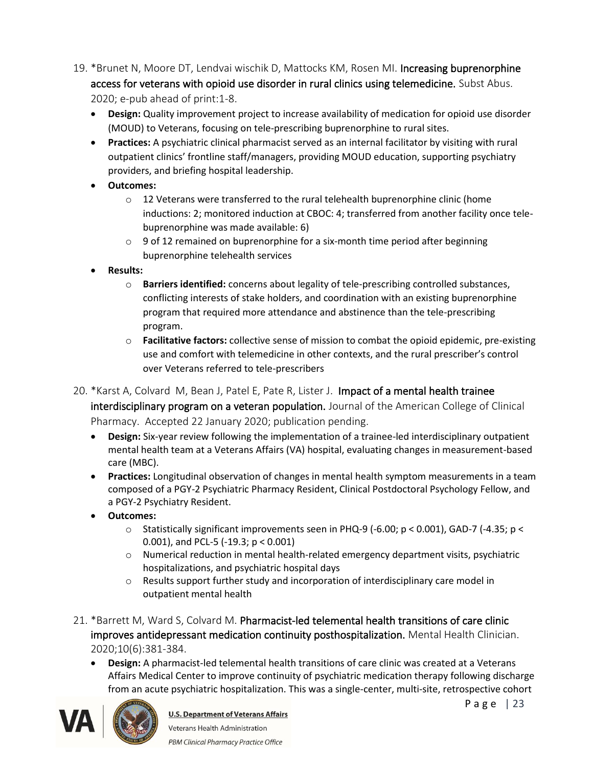19. *Brunet N, Moore DT, Lendvai wischik D, Mattocks KM, Rosen MI. **Increasing buprenorphine access for veterans with opioid use disorder in rural clinics using telemedicine.** Subst Abus. 2020; e-pub ahead of print:1-8.
    - **Design:** Quality improvement project to increase availability of medication for opioid use disorder (MOUD) to Veterans, focusing on tele-prescribing buprenorphine to rural sites.
    - **Practices:** A psychiatric clinical pharmacist served as an internal facilitator by visiting with rural outpatient clinics' frontline staff/managers, providing MOUD education, supporting psychiatry providers, and briefing hospital leadership.
    - **Outcomes:**
        - 12 Veterans were transferred to the rural telehealth buprenorphine clinic (home inductions: 2; monitored induction at CBOC: 4; transferred from another facility once tele-buprenorphine was made available: 6)
        - 9 of 12 remained on buprenorphine for a six-month time period after beginning buprenorphine telehealth services
    - **Results:**
        - **Barriers identified:** concerns about legality of tele-prescribing controlled substances, conflicting interests of stake holders, and coordination with an existing buprenorphine program that required more attendance and abstinence than the tele-prescribing program.
        - **Facilitative factors:** collective sense of mission to combat the opioid epidemic, pre-existing use and comfort with telemedicine in other contexts, and the rural prescriber's control over Veterans referred to tele-prescribers

20. *Karst A, Colvard M, Bean J, Patel E, Pate R, Lister J. **Impact of a mental health trainee interdisciplinary program on a veteran population.** Journal of the American College of Clinical Pharmacy. Accepted 22 January 2020; publication pending.
    - **Design:** Six-year review following the implementation of a trainee-led interdisciplinary outpatient mental health team at a Veterans Affairs (VA) hospital, evaluating changes in measurement-based care (MBC).
    - **Practices:** Longitudinal observation of changes in mental health symptom measurements in a team composed of a PGY-2 Psychiatric Pharmacy Resident, Clinical Postdoctoral Psychology Fellow, and a PGY-2 Psychiatry Resident.
    - **Outcomes:**
        - Statistically significant improvements seen in PHQ-9 (-6.00; $p < 0.001$), GAD-7 (-4.35; $p < 0.001$), and PCL-5 (-19.3; $p < 0.001$)
        - Numerical reduction in mental health-related emergency department visits, psychiatric hospitalizations, and psychiatric hospital days
        - Results support further study and incorporation of interdisciplinary care model in outpatient mental health

21. *Barrett M, Ward S, Colvard M. **Pharmacist-led telemental health transitions of care clinic improves antidepressant medication continuity posthospitalization.** Mental Health Clinician. 2020;10(6):381-384.
    - **Design:** A pharmacist-led telemental health transitions of care clinic was created at a Veterans Affairs Medical Center to improve continuity of psychiatric medication therapy following discharge from an acute psychiatric hospitalization. This was a single-center, multi-site, retrospective cohort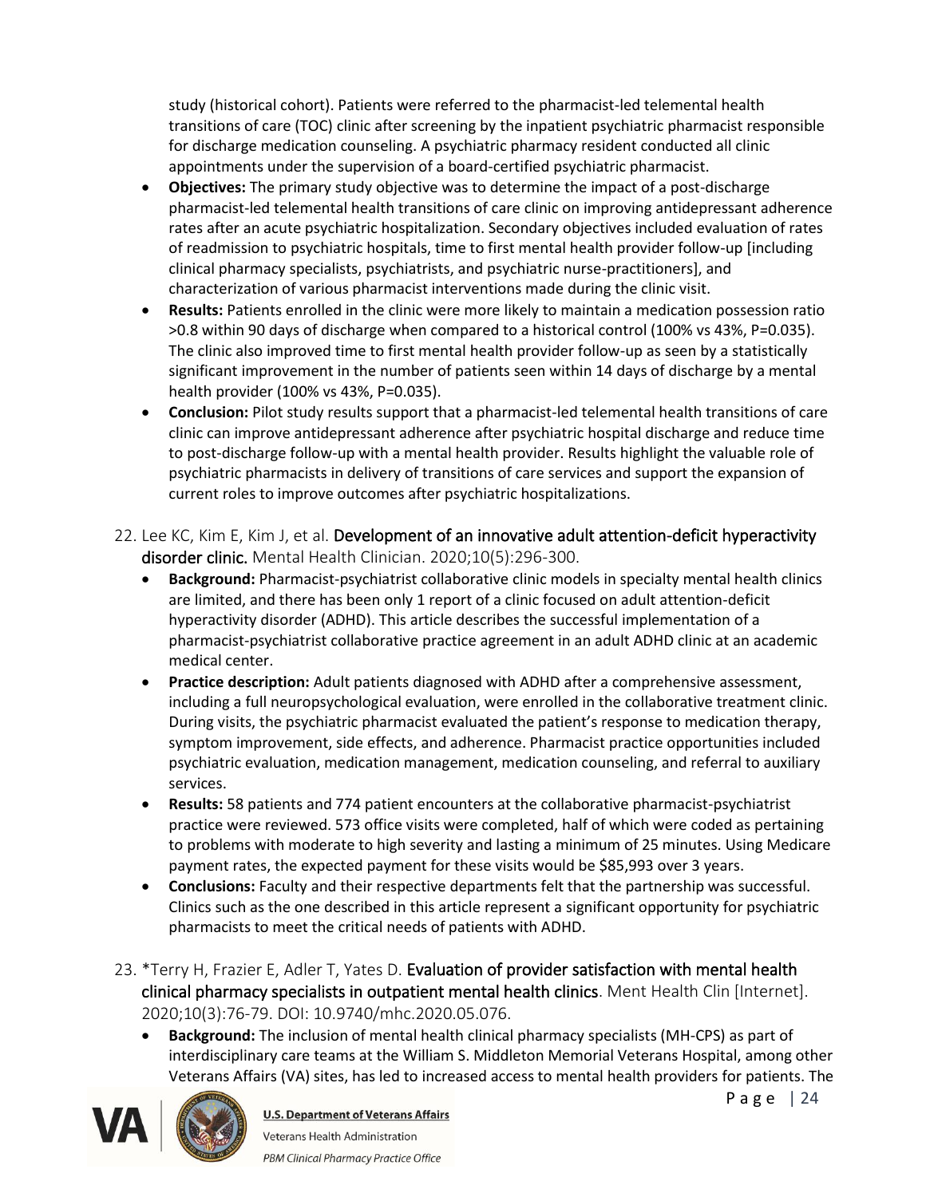study (historical cohort). Patients were referred to the pharmacist-led telemental health transitions of care (TOC) clinic after screening by the inpatient psychiatric pharmacist responsible for discharge medication counseling. A psychiatric pharmacy resident conducted all clinic appointments under the supervision of a board-certified psychiatric pharmacist.

- **Objectives:** The primary study objective was to determine the impact of a post-discharge pharmacist-led telemental health transitions of care clinic on improving antidepressant adherence rates after an acute psychiatric hospitalization. Secondary objectives included evaluation of rates of readmission to psychiatric hospitals, time to first mental health provider follow-up [including clinical pharmacy specialists, psychiatrists, and psychiatric nurse-practitioners], and characterization of various pharmacist interventions made during the clinic visit.
- **Results:** Patients enrolled in the clinic were more likely to maintain a medication possession ratio >0.8 within 90 days of discharge when compared to a historical control (100% vs 43%, P=0.035). The clinic also improved time to first mental health provider follow-up as seen by a statistically significant improvement in the number of patients seen within 14 days of discharge by a mental health provider (100% vs 43%, P=0.035).
- **Conclusion:** Pilot study results support that a pharmacist-led telemental health transitions of care clinic can improve antidepressant adherence after psychiatric hospital discharge and reduce time to post-discharge follow-up with a mental health provider. Results highlight the valuable role of psychiatric pharmacists in delivery of transitions of care services and support the expansion of current roles to improve outcomes after psychiatric hospitalizations.

22. Lee KC, Kim E, Kim J, et al. **Development of an innovative adult attention-deficit hyperactivity disorder clinic.** Mental Health Clinician. 2020;10(5):296-300.
    - **Background:** Pharmacist-psychiatrist collaborative clinic models in specialty mental health clinics are limited, and there has been only 1 report of a clinic focused on adult attention-deficit hyperactivity disorder (ADHD). This article describes the successful implementation of a pharmacist-psychiatrist collaborative practice agreement in an adult ADHD clinic at an academic medical center.
    - **Practice description:** Adult patients diagnosed with ADHD after a comprehensive assessment, including a full neuropsychological evaluation, were enrolled in the collaborative treatment clinic. During visits, the psychiatric pharmacist evaluated the patient's response to medication therapy, symptom improvement, side effects, and adherence. Pharmacist practice opportunities included psychiatric evaluation, medication management, medication counseling, and referral to auxiliary services.
    - **Results:** 58 patients and 774 patient encounters at the collaborative pharmacist-psychiatrist practice were reviewed. 573 office visits were completed, half of which were coded as pertaining to problems with moderate to high severity and lasting a minimum of 25 minutes. Using Medicare payment rates, the expected payment for these visits would be $85,993 over 3 years.
    - **Conclusions:** Faculty and their respective departments felt that the partnership was successful. Clinics such as the one described in this article represent a significant opportunity for psychiatric pharmacists to meet the critical needs of patients with ADHD.

23. *Terry H, Frazier E, Adler T, Yates D. **Evaluation of provider satisfaction with mental health clinical pharmacy specialists in outpatient mental health clinics**. Ment Health Clin [Internet]. 2020;10(3):76-79. DOI: 10.9740/mhc.2020.05.076.
    - **Background:** The inclusion of mental health clinical pharmacy specialists (MH-CPS) as part of interdisciplinary care teams at the William S. Middleton Memorial Veterans Hospital, among other Veterans Affairs (VA) sites, has led to increased access to mental health providers for patients. The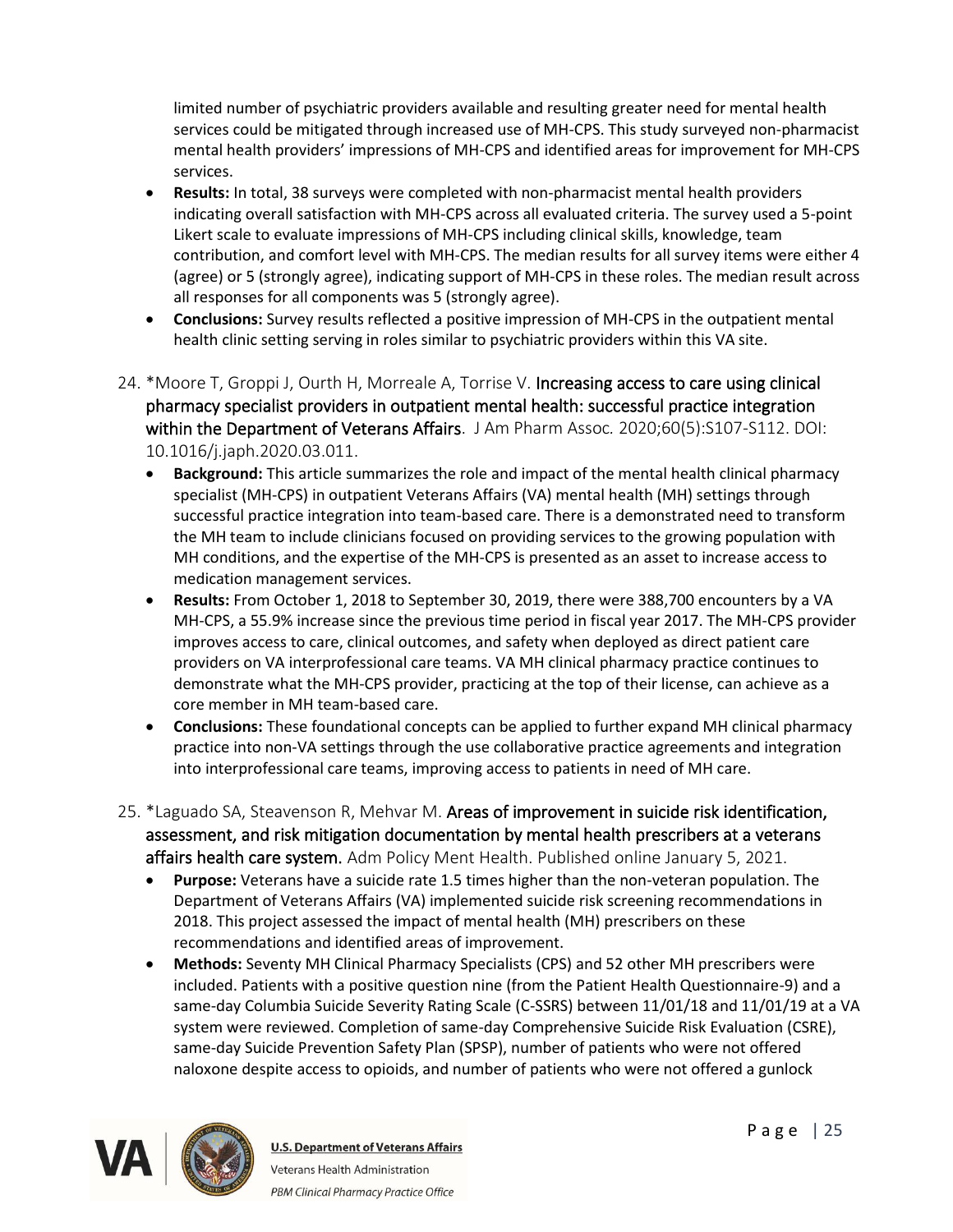limited number of psychiatric providers available and resulting greater need for mental health services could be mitigated through increased use of MH-CPS. This study surveyed non-pharmacist mental health providers' impressions of MH-CPS and identified areas for improvement for MH-CPS services.
- **Results:** In total, 38 surveys were completed with non-pharmacist mental health providers indicating overall satisfaction with MH-CPS across all evaluated criteria. The survey used a 5-point Likert scale to evaluate impressions of MH-CPS including clinical skills, knowledge, team contribution, and comfort level with MH-CPS. The median results for all survey items were either 4 (agree) or 5 (strongly agree), indicating support of MH-CPS in these roles. The median result across all responses for all components was 5 (strongly agree).
- **Conclusions:** Survey results reflected a positive impression of MH-CPS in the outpatient mental health clinic setting serving in roles similar to psychiatric providers within this VA site.

24. *Moore T, Groppi J, Ourth H, Morreale A, Torrise V. Increasing access to care using clinical pharmacy specialist providers in outpatient mental health: successful practice integration within the Department of Veterans Affairs. J Am Pharm Assoc. 2020;60(5):S107-S112. DOI: 10.1016/j.japh.2020.03.011.
    - **Background:** This article summarizes the role and impact of the mental health clinical pharmacy specialist (MH-CPS) in outpatient Veterans Affairs (VA) mental health (MH) settings through successful practice integration into team-based care. There is a demonstrated need to transform the MH team to include clinicians focused on providing services to the growing population with MH conditions, and the expertise of the MH-CPS is presented as an asset to increase access to medication management services.
    - **Results:** From October 1, 2018 to September 30, 2019, there were 388,700 encounters by a VA MH-CPS, a 55.9% increase since the previous time period in fiscal year 2017. The MH-CPS provider improves access to care, clinical outcomes, and safety when deployed as direct patient care providers on VA interprofessional care teams. VA MH clinical pharmacy practice continues to demonstrate what the MH-CPS provider, practicing at the top of their license, can achieve as a core member in MH team-based care.
    - **Conclusions:** These foundational concepts can be applied to further expand MH clinical pharmacy practice into non-VA settings through the use collaborative practice agreements and integration into interprofessional care teams, improving access to patients in need of MH care.

25. *Laguado SA, Steavenson R, Mehvar M. Areas of improvement in suicide risk identification, assessment, and risk mitigation documentation by mental health prescribers at a veterans affairs health care system. Adm Policy Ment Health. Published online January 5, 2021.
    - **Purpose:** Veterans have a suicide rate 1.5 times higher than the non-veteran population. The Department of Veterans Affairs (VA) implemented suicide risk screening recommendations in 2018. This project assessed the impact of mental health (MH) prescribers on these recommendations and identified areas of improvement.
    - **Methods:** Seventy MH Clinical Pharmacy Specialists (CPS) and 52 other MH prescribers were included. Patients with a positive question nine (from the Patient Health Questionnaire-9) and a same-day Columbia Suicide Severity Rating Scale (C-SSRS) between 11/01/18 and 11/01/19 at a VA system were reviewed. Completion of same-day Comprehensive Suicide Risk Evaluation (CSRE), same-day Suicide Prevention Safety Plan (SPSP), number of patients who were not offered naloxone despite access to opioids, and number of patients who were not offered a gunlock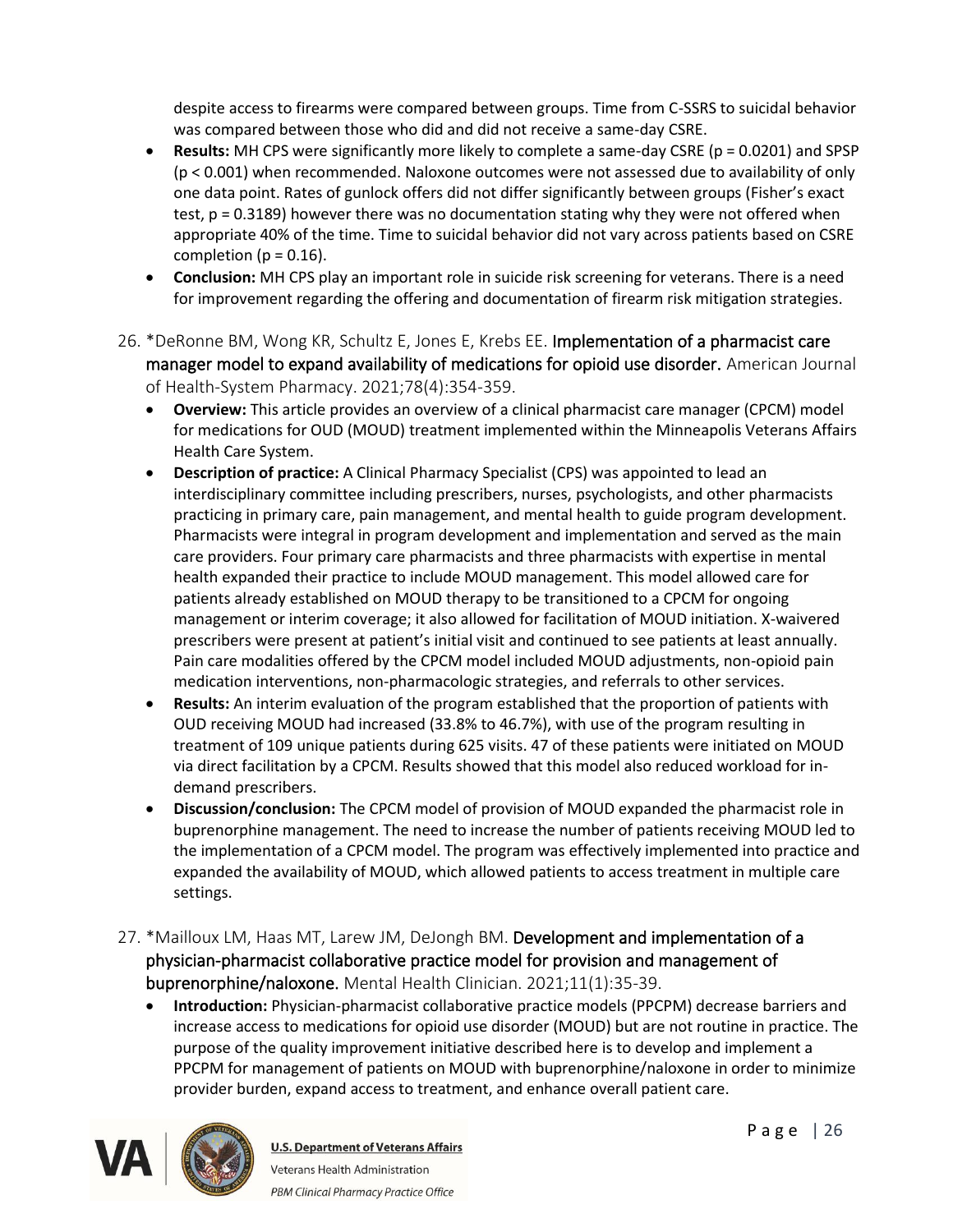despite access to firearms were compared between groups. Time from C-SSRS to suicidal behavior was compared between those who did and did not receive a same-day CSRE.

- **Results:** MH CPS were significantly more likely to complete a same-day CSRE ($p = 0.0201$) and SPSP ($p < 0.001$) when recommended. Naloxone outcomes were not assessed due to availability of only one data point. Rates of gunlock offers did not differ significantly between groups (Fisher's exact test, $p = 0.3189$) however there was no documentation stating why they were not offered when appropriate 40% of the time. Time to suicidal behavior did not vary across patients based on CSRE completion ($p = 0.16$).
- **Conclusion:** MH CPS play an important role in suicide risk screening for veterans. There is a need for improvement regarding the offering and documentation of firearm risk mitigation strategies.

26. *DeRonne BM, Wong KR, Schultz E, Jones E, Krebs EE. Implementation of a pharmacist care manager model to expand availability of medications for opioid use disorder. American Journal of Health-System Pharmacy. 2021;78(4):354-359.
    - **Overview:** This article provides an overview of a clinical pharmacist care manager (CPCM) model for medications for OUD (MOUD) treatment implemented within the Minneapolis Veterans Affairs Health Care System.
    - **Description of practice:** A Clinical Pharmacy Specialist (CPS) was appointed to lead an interdisciplinary committee including prescribers, nurses, psychologists, and other pharmacists practicing in primary care, pain management, and mental health to guide program development. Pharmacists were integral in program development and implementation and served as the main care providers. Four primary care pharmacists and three pharmacists with expertise in mental health expanded their practice to include MOUD management. This model allowed care for patients already established on MOUD therapy to be transitioned to a CPCM for ongoing management or interim coverage; it also allowed for facilitation of MOUD initiation. X-waivered prescribers were present at patient's initial visit and continued to see patients at least annually. Pain care modalities offered by the CPCM model included MOUD adjustments, non-opioid pain medication interventions, non-pharmacologic strategies, and referrals to other services.
    - **Results:** An interim evaluation of the program established that the proportion of patients with OUD receiving MOUD had increased (33.8% to 46.7%), with use of the program resulting in treatment of 109 unique patients during 625 visits. 47 of these patients were initiated on MOUD via direct facilitation by a CPCM. Results showed that this model also reduced workload for in-demand prescribers.
    - **Discussion/conclusion:** The CPCM model of provision of MOUD expanded the pharmacist role in buprenorphine management. The need to increase the number of patients receiving MOUD led to the implementation of a CPCM model. The program was effectively implemented into practice and expanded the availability of MOUD, which allowed patients to access treatment in multiple care settings.

27. *Mailloux LM, Haas MT, Larew JM, DeJongh BM. Development and implementation of a physician-pharmacist collaborative practice model for provision and management of buprenorphine/naloxone. Mental Health Clinician. 2021;11(1):35-39.
    - **Introduction:** Physician-pharmacist collaborative practice models (PPCPM) decrease barriers and increase access to medications for opioid use disorder (MOUD) but are not routine in practice. The purpose of the quality improvement initiative described here is to develop and implement a PPCPM for management of patients on MOUD with buprenorphine/naloxone in order to minimize provider burden, expand access to treatment, and enhance overall patient care.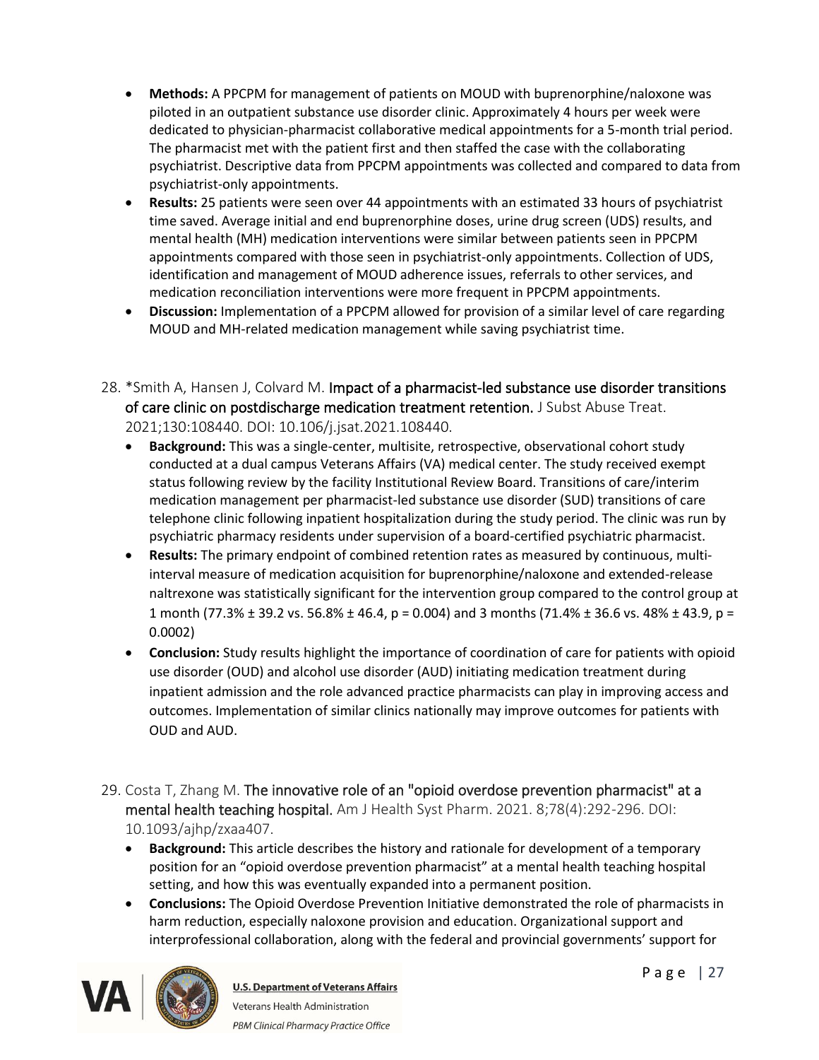- **Methods:** A PPCPM for management of patients on MOUD with buprenorphine/naloxone was piloted in an outpatient substance use disorder clinic. Approximately 4 hours per week were dedicated to physician-pharmacist collaborative medical appointments for a 5-month trial period. The pharmacist met with the patient first and then staffed the case with the collaborating psychiatrist. Descriptive data from PPCPM appointments was collected and compared to data from psychiatrist-only appointments.
- **Results:** 25 patients were seen over 44 appointments with an estimated 33 hours of psychiatrist time saved. Average initial and end buprenorphine doses, urine drug screen (UDS) results, and mental health (MH) medication interventions were similar between patients seen in PPCPM appointments compared with those seen in psychiatrist-only appointments. Collection of UDS, identification and management of MOUD adherence issues, referrals to other services, and medication reconciliation interventions were more frequent in PPCPM appointments.
- **Discussion:** Implementation of a PPCPM allowed for provision of a similar level of care regarding MOUD and MH-related medication management while saving psychiatrist time.

28. *Smith A, Hansen J, Colvard M. **Impact of a pharmacist-led substance use disorder transitions of care clinic on postdischarge medication treatment retention.** J Subst Abuse Treat. 2021;130:108440. DOI: 10.106/j.jsat.2021.108440.
    - **Background:** This was a single-center, multisite, retrospective, observational cohort study conducted at a dual campus Veterans Affairs (VA) medical center. The study received exempt status following review by the facility Institutional Review Board. Transitions of care/interim medication management per pharmacist-led substance use disorder (SUD) transitions of care telephone clinic following inpatient hospitalization during the study period. The clinic was run by psychiatric pharmacy residents under supervision of a board-certified psychiatric pharmacist.
    - **Results:** The primary endpoint of combined retention rates as measured by continuous, multi-interval measure of medication acquisition for buprenorphine/naloxone and extended-release naltrexone was statistically significant for the intervention group compared to the control group at 1 month (77.3% ± 39.2 vs. 56.8% ± 46.4, $p = 0.004$) and 3 months (71.4% ± 36.6 vs. 48% ± 43.9, $p = 0.0002$)
    - **Conclusion:** Study results highlight the importance of coordination of care for patients with opioid use disorder (OUD) and alcohol use disorder (AUD) initiating medication treatment during inpatient admission and the role advanced practice pharmacists can play in improving access and outcomes. Implementation of similar clinics nationally may improve outcomes for patients with OUD and AUD.

29. Costa T, Zhang M. **The innovative role of an "opioid overdose prevention pharmacist" at a mental health teaching hospital.** Am J Health Syst Pharm. 2021. 8;78(4):292-296. DOI: 10.1093/ajhp/zxaa407.
    - **Background:** This article describes the history and rationale for development of a temporary position for an "opioid overdose prevention pharmacist" at a mental health teaching hospital setting, and how this was eventually expanded into a permanent position.
    - **Conclusions:** The Opioid Overdose Prevention Initiative demonstrated the role of pharmacists in harm reduction, especially naloxone provision and education. Organizational support and interprofessional collaboration, along with the federal and provincial governments' support for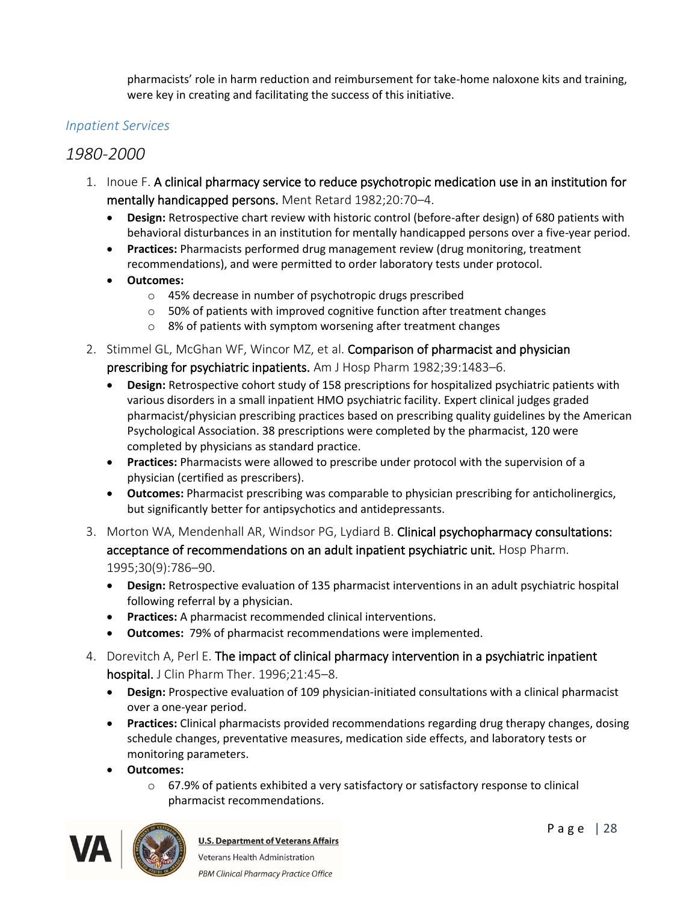pharmacists' role in harm reduction and reimbursement for take-home naloxone kits and training, were key in creating and facilitating the success of this initiative.

### *Inpatient Services*

## *1980-2000*

1. Inoue F. **A clinical pharmacy service to reduce psychotropic medication use in an institution for mentally handicapped persons.** Ment Retard 1982;20:70–4.
    - **Design:** Retrospective chart review with historic control (before-after design) of 680 patients with behavioral disturbances in an institution for mentally handicapped persons over a five-year period.
    - **Practices:** Pharmacists performed drug management review (drug monitoring, treatment recommendations), and were permitted to order laboratory tests under protocol.
    - **Outcomes:**
        - 45% decrease in number of psychotropic drugs prescribed
        - 50% of patients with improved cognitive function after treatment changes
        - 8% of patients with symptom worsening after treatment changes
2. Stimmel GL, McGhan WF, Wincor MZ, et al. **Comparison of pharmacist and physician prescribing for psychiatric inpatients.** Am J Hosp Pharm 1982;39:1483–6.
    - **Design:** Retrospective cohort study of 158 prescriptions for hospitalized psychiatric patients with various disorders in a small inpatient HMO psychiatric facility. Expert clinical judges graded pharmacist/physician prescribing practices based on prescribing quality guidelines by the American Psychological Association. 38 prescriptions were completed by the pharmacist, 120 were completed by physicians as standard practice.
    - **Practices:** Pharmacists were allowed to prescribe under protocol with the supervision of a physician (certified as prescribers).
    - **Outcomes:** Pharmacist prescribing was comparable to physician prescribing for anticholinergics, but significantly better for antipsychotics and antidepressants.
3. Morton WA, Mendenhall AR, Windsor PG, Lydiard B. **Clinical psychopharmacy consultations: acceptance of recommendations on an adult inpatient psychiatric unit.** Hosp Pharm. 1995;30(9):786–90.
    - **Design:** Retrospective evaluation of 135 pharmacist interventions in an adult psychiatric hospital following referral by a physician.
    - **Practices:** A pharmacist recommended clinical interventions.
    - **Outcomes:** 79% of pharmacist recommendations were implemented.
4. Dorevitch A, Perl E. **The impact of clinical pharmacy intervention in a psychiatric inpatient hospital.** J Clin Pharm Ther. 1996;21:45–8.
    - **Design:** Prospective evaluation of 109 physician-initiated consultations with a clinical pharmacist over a one-year period.
    - **Practices:** Clinical pharmacists provided recommendations regarding drug therapy changes, dosing schedule changes, preventative measures, medication side effects, and laboratory tests or monitoring parameters.
    - **Outcomes:**
        - 67.9% of patients exhibited a very satisfactory or satisfactory response to clinical pharmacist recommendations.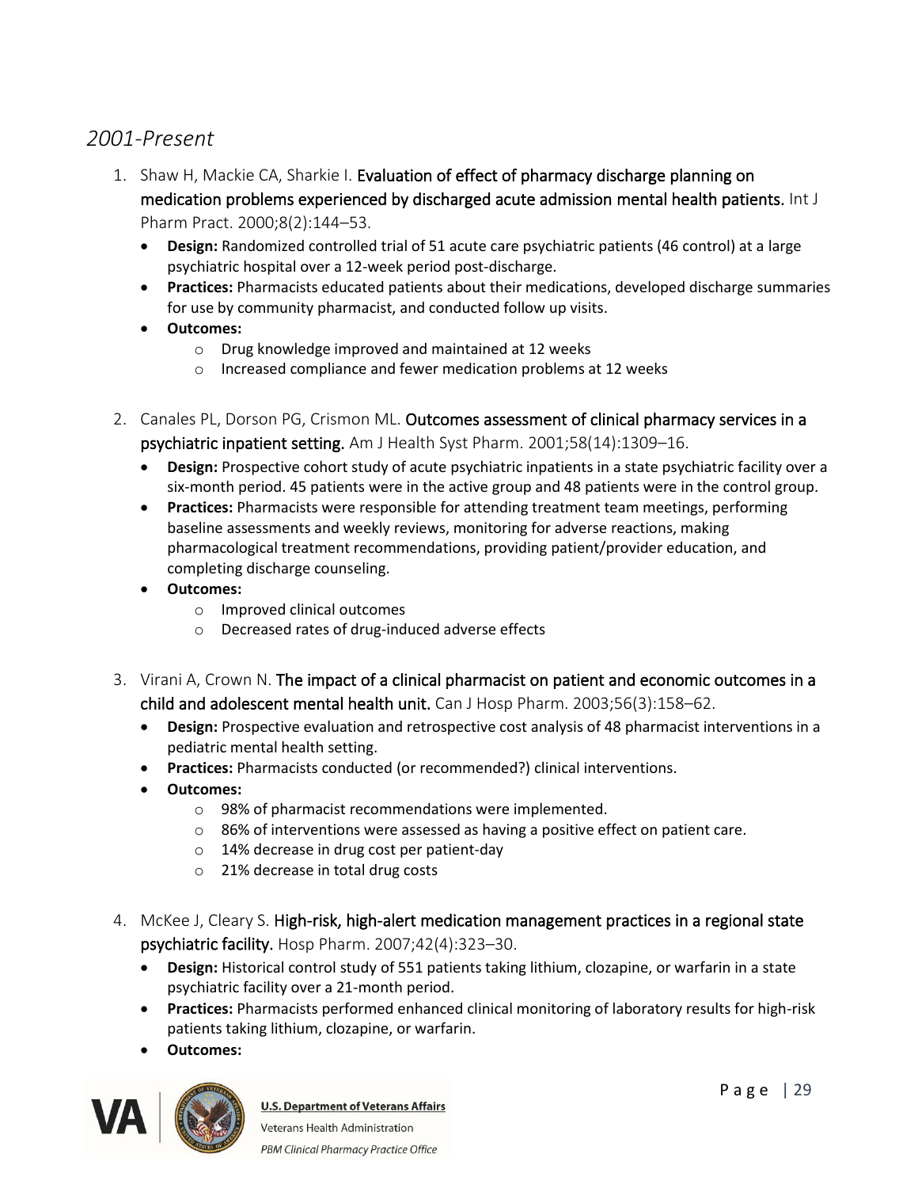## *2001-Present*

1. Shaw H, Mackie CA, Sharkie I. Evaluation of effect of pharmacy discharge planning on medication problems experienced by discharged acute admission mental health patients. Int J Pharm Pract. 2000;8(2):144–53.
    - **Design:** Randomized controlled trial of 51 acute care psychiatric patients (46 control) at a large psychiatric hospital over a 12-week period post-discharge.
    - **Practices:** Pharmacists educated patients about their medications, developed discharge summaries for use by community pharmacist, and conducted follow up visits.
    - **Outcomes:**
        - Drug knowledge improved and maintained at 12 weeks
        - Increased compliance and fewer medication problems at 12 weeks

2. Canales PL, Dorson PG, Crismon ML. Outcomes assessment of clinical pharmacy services in a psychiatric inpatient setting. Am J Health Syst Pharm. 2001;58(14):1309–16.
    - **Design:** Prospective cohort study of acute psychiatric inpatients in a state psychiatric facility over a six-month period. 45 patients were in the active group and 48 patients were in the control group.
    - **Practices:** Pharmacists were responsible for attending treatment team meetings, performing baseline assessments and weekly reviews, monitoring for adverse reactions, making pharmacological treatment recommendations, providing patient/provider education, and completing discharge counseling.
    - **Outcomes:**
        - Improved clinical outcomes
        - Decreased rates of drug-induced adverse effects

3. Virani A, Crown N. The impact of a clinical pharmacist on patient and economic outcomes in a child and adolescent mental health unit. Can J Hosp Pharm. 2003;56(3):158–62.
    - **Design:** Prospective evaluation and retrospective cost analysis of 48 pharmacist interventions in a pediatric mental health setting.
    - **Practices:** Pharmacists conducted (or recommended?) clinical interventions.
    - **Outcomes:**
        - 98% of pharmacist recommendations were implemented.
        - 86% of interventions were assessed as having a positive effect on patient care.
        - 14% decrease in drug cost per patient-day
        - 21% decrease in total drug costs

4. McKee J, Cleary S. High-risk, high-alert medication management practices in a regional state psychiatric facility. Hosp Pharm. 2007;42(4):323–30.
    - **Design:** Historical control study of 551 patients taking lithium, clozapine, or warfarin in a state psychiatric facility over a 21-month period.
    - **Practices:** Pharmacists performed enhanced clinical monitoring of laboratory results for high-risk patients taking lithium, clozapine, or warfarin.
    - **Outcomes:**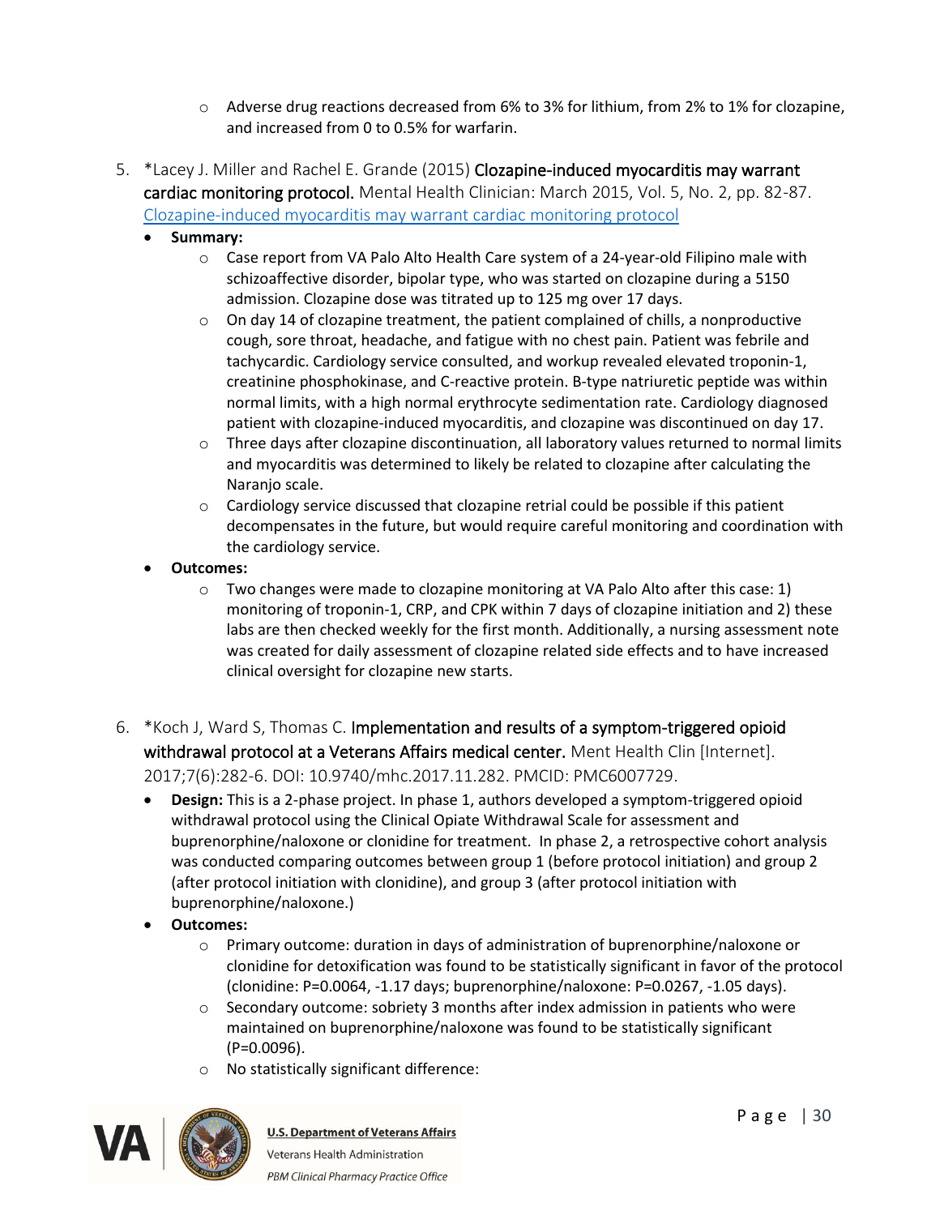- Adverse drug reactions decreased from 6% to 3% for lithium, from 2% to 1% for clozapine, and increased from 0 to 0.5% for warfarin.

5. *Lacey J. Miller and Rachel E. Grande (2015) **Clozapine-induced myocarditis may warrant cardiac monitoring protocol.** Mental Health Clinician: March 2015, Vol. 5, No. 2, pp. 82-87. [Clozapine-induced myocarditis may warrant cardiac monitoring protocol]()
   - **Summary:**
     - Case report from VA Palo Alto Health Care system of a 24-year-old Filipino male with schizoaffective disorder, bipolar type, who was started on clozapine during a 5150 admission. Clozapine dose was titrated up to 125 mg over 17 days.
     - On day 14 of clozapine treatment, the patient complained of chills, a nonproductive cough, sore throat, headache, and fatigue with no chest pain. Patient was febrile and tachycardic. Cardiology service consulted, and workup revealed elevated troponin-1, creatinine phosphokinase, and C-reactive protein. B-type natriuretic peptide was within normal limits, with a high normal erythrocyte sedimentation rate. Cardiology diagnosed patient with clozapine-induced myocarditis, and clozapine was discontinued on day 17.
     - Three days after clozapine discontinuation, all laboratory values returned to normal limits and myocarditis was determined to likely be related to clozapine after calculating the Naranjo scale.
     - Cardiology service discussed that clozapine retrial could be possible if this patient decompensates in the future, but would require careful monitoring and coordination with the cardiology service.
   - **Outcomes:**
     - Two changes were made to clozapine monitoring at VA Palo Alto after this case: 1) monitoring of troponin-1, CRP, and CPK within 7 days of clozapine initiation and 2) these labs are then checked weekly for the first month. Additionally, a nursing assessment note was created for daily assessment of clozapine related side effects and to have increased clinical oversight for clozapine new starts.

6. *Koch J, Ward S, Thomas C. **Implementation and results of a symptom-triggered opioid withdrawal protocol at a Veterans Affairs medical center.** Ment Health Clin [Internet]. 2017;7(6):282-6. DOI: 10.9740/mhc.2017.11.282. PMCID: PMC6007729.
   - **Design:** This is a 2-phase project. In phase 1, authors developed a symptom-triggered opioid withdrawal protocol using the Clinical Opiate Withdrawal Scale for assessment and buprenorphine/naloxone or clonidine for treatment. In phase 2, a retrospective cohort analysis was conducted comparing outcomes between group 1 (before protocol initiation) and group 2 (after protocol initiation with clonidine), and group 3 (after protocol initiation with buprenorphine/naloxone.)
   - **Outcomes:**
     - Primary outcome: duration in days of administration of buprenorphine/naloxone or clonidine for detoxification was found to be statistically significant in favor of the protocol (clonidine: P=0.0064, -1.17 days; buprenorphine/naloxone: P=0.0267, -1.05 days).
     - Secondary outcome: sobriety 3 months after index admission in patients who were maintained on buprenorphine/naloxone was found to be statistically significant (P=0.0096).
     - No statistically significant difference: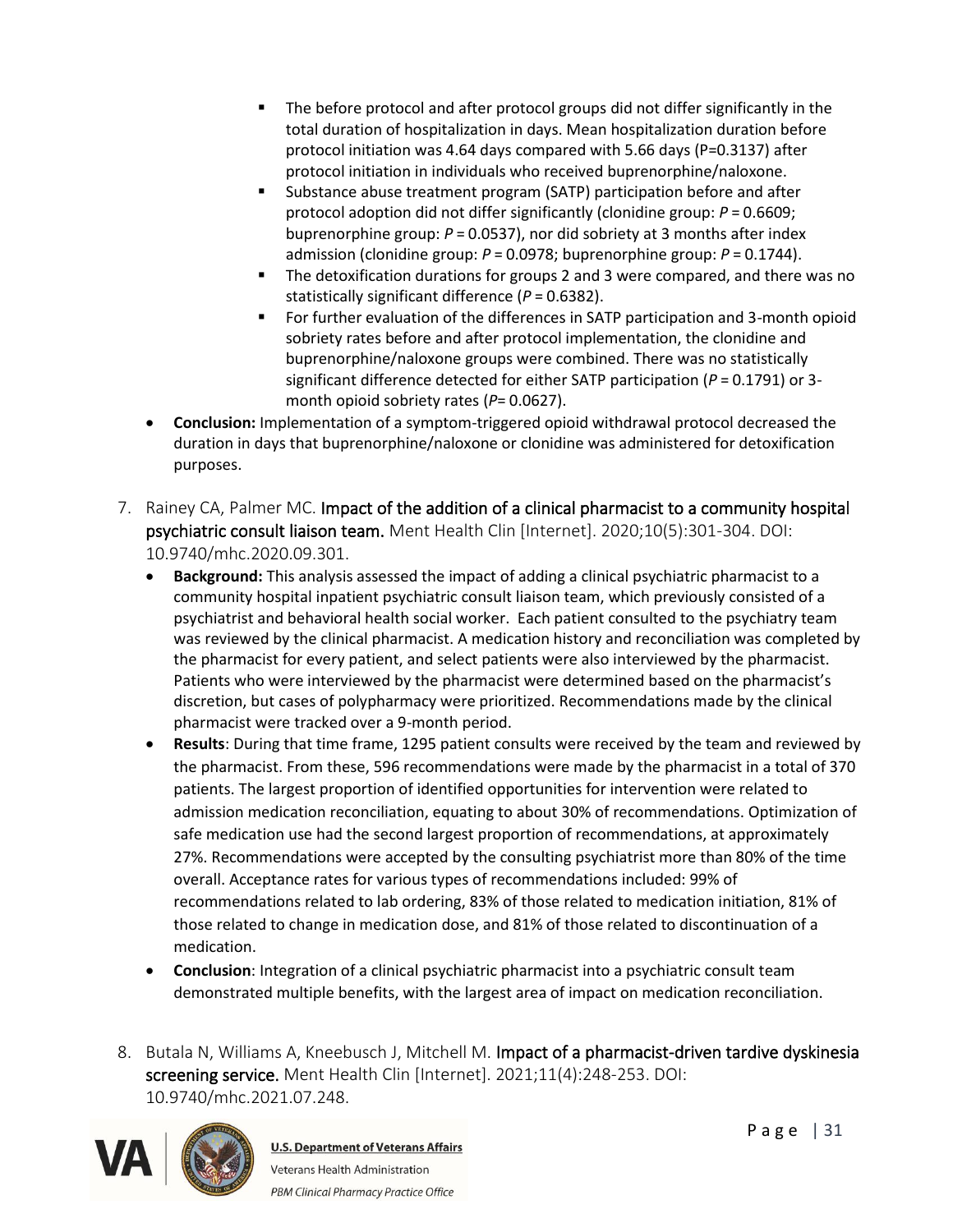- The before protocol and after protocol groups did not differ significantly in the total duration of hospitalization in days. Mean hospitalization duration before protocol initiation was 4.64 days compared with 5.66 days ($P$=0.3137) after protocol initiation in individuals who received buprenorphine/naloxone.
   - Substance abuse treatment program (SATP) participation before and after protocol adoption did not differ significantly (clonidine group: $P = 0.6609$; buprenorphine group: $P = 0.0537$), nor did sobriety at 3 months after index admission (clonidine group: $P = 0.0978$; buprenorphine group: $P = 0.1744$).
   - The detoxification durations for groups 2 and 3 were compared, and there was no statistically significant difference ($P = 0.6382$).
   - For further evaluation of the differences in SATP participation and 3-month opioid sobriety rates before and after protocol implementation, the clonidine and buprenorphine/naloxone groups were combined. There was no statistically significant difference detected for either SATP participation ($P = 0.1791$) or 3-month opioid sobriety rates ($P$= 0.0627).
- **Conclusion:** Implementation of a symptom-triggered opioid withdrawal protocol decreased the duration in days that buprenorphine/naloxone or clonidine was administered for detoxification purposes.

7. Rainey CA, Palmer MC. **Impact of the addition of a clinical pharmacist to a community hospital psychiatric consult liaison team.** Ment Health Clin [Internet]. 2020;10(5):301-304. DOI: 10.9740/mhc.2020.09.301.
   - **Background:** This analysis assessed the impact of adding a clinical psychiatric pharmacist to a community hospital inpatient psychiatric consult liaison team, which previously consisted of a psychiatrist and behavioral health social worker. Each patient consulted to the psychiatry team was reviewed by the clinical pharmacist. A medication history and reconciliation was completed by the pharmacist for every patient, and select patients were also interviewed by the pharmacist. Patients who were interviewed by the pharmacist were determined based on the pharmacist's discretion, but cases of polypharmacy were prioritized. Recommendations made by the clinical pharmacist were tracked over a 9-month period.
   - **Results**: During that time frame, 1295 patient consults were received by the team and reviewed by the pharmacist. From these, 596 recommendations were made by the pharmacist in a total of 370 patients. The largest proportion of identified opportunities for intervention were related to admission medication reconciliation, equating to about 30% of recommendations. Optimization of safe medication use had the second largest proportion of recommendations, at approximately 27%. Recommendations were accepted by the consulting psychiatrist more than 80% of the time overall. Acceptance rates for various types of recommendations included: 99% of recommendations related to lab ordering, 83% of those related to medication initiation, 81% of those related to change in medication dose, and 81% of those related to discontinuation of a medication.
   - **Conclusion**: Integration of a clinical psychiatric pharmacist into a psychiatric consult team demonstrated multiple benefits, with the largest area of impact on medication reconciliation.

8. Butala N, Williams A, Kneebusch J, Mitchell M. **Impact of a pharmacist-driven tardive dyskinesia screening service.** Ment Health Clin [Internet]. 2021;11(4):248-253. DOI: 10.9740/mhc.2021.07.248.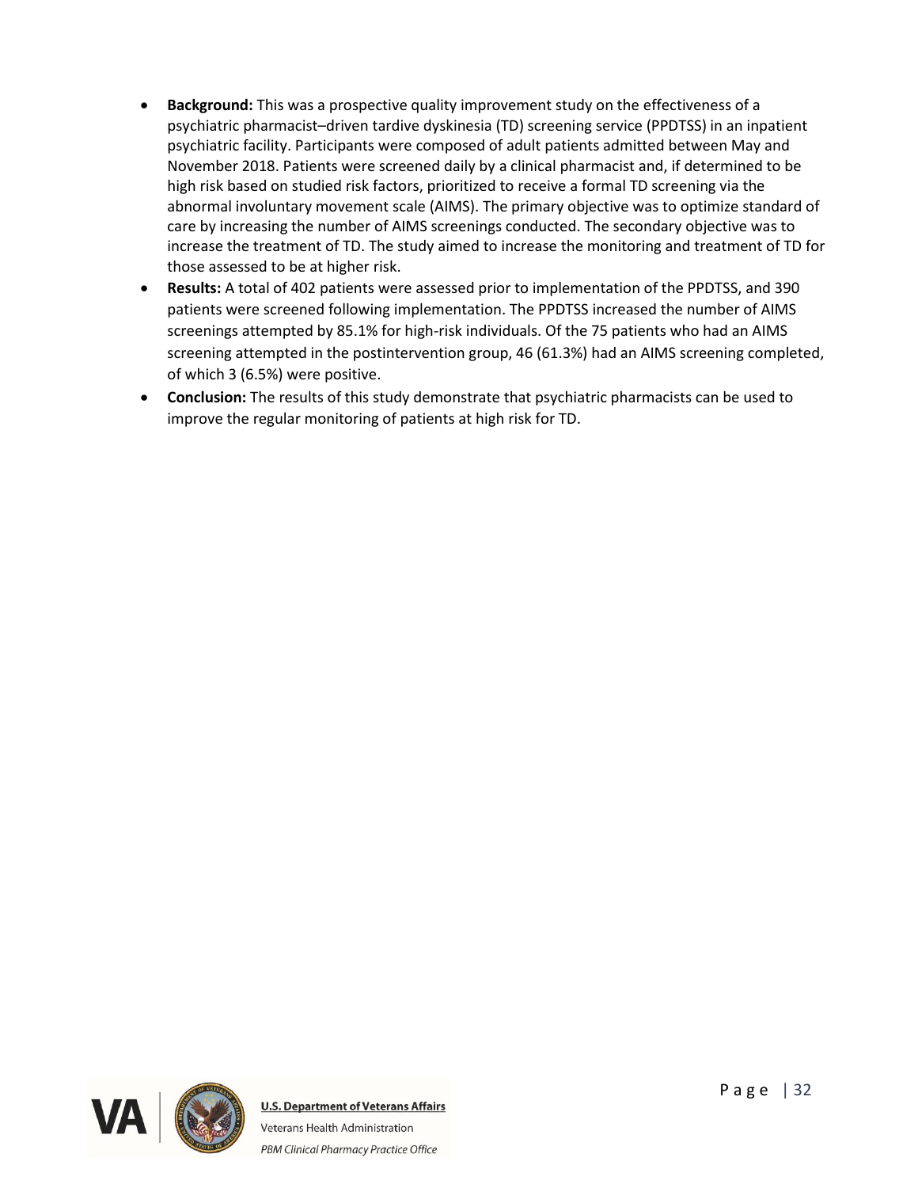- **Background:** This was a prospective quality improvement study on the effectiveness of a psychiatric pharmacist–driven tardive dyskinesia (TD) screening service (PPDTSS) in an inpatient psychiatric facility. Participants were composed of adult patients admitted between May and November 2018. Patients were screened daily by a clinical pharmacist and, if determined to be high risk based on studied risk factors, prioritized to receive a formal TD screening via the abnormal involuntary movement scale (AIMS). The primary objective was to optimize standard of care by increasing the number of AIMS screenings conducted. The secondary objective was to increase the treatment of TD. The study aimed to increase the monitoring and treatment of TD for those assessed to be at higher risk.
- **Results:** A total of 402 patients were assessed prior to implementation of the PPDTSS, and 390 patients were screened following implementation. The PPDTSS increased the number of AIMS screenings attempted by 85.1% for high-risk individuals. Of the 75 patients who had an AIMS screening attempted in the postintervention group, 46 (61.3%) had an AIMS screening completed, of which 3 (6.5%) were positive.
- **Conclusion:** The results of this study demonstrate that psychiatric pharmacists can be used to improve the regular monitoring of patients at high risk for TD.